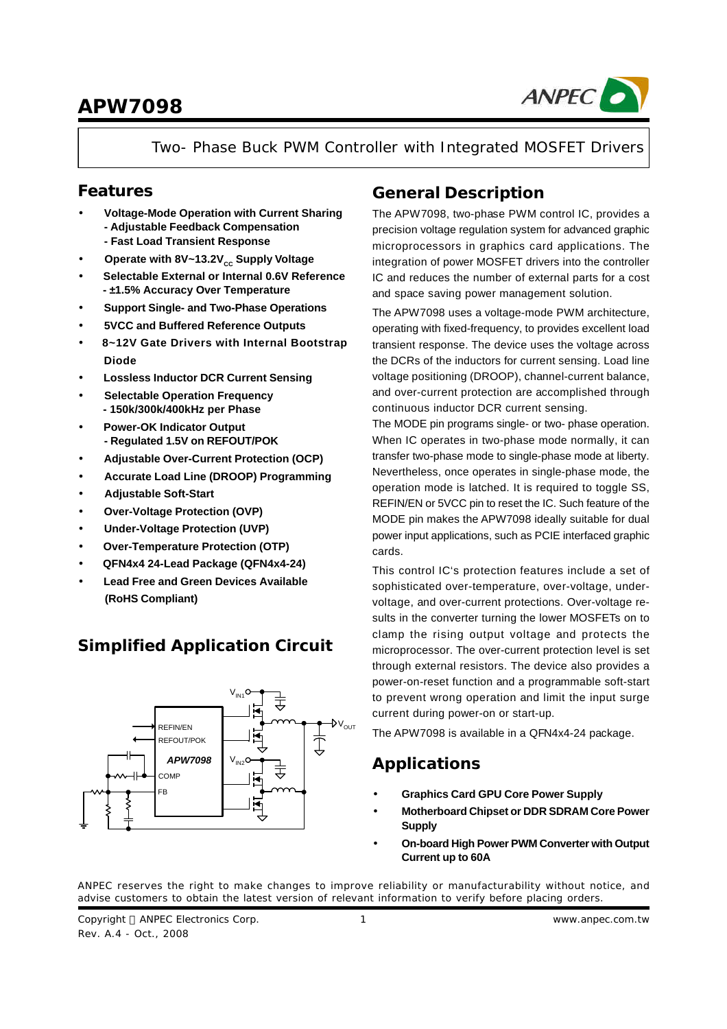# APW7098

Two- Phase Buck PWM Controller with Integrated MOSFET Drivers

## Features

- **Voltage-Mode Operation with Current Sharing**
  **- Adjustable Feedback Compensation**
  **- Fast Load Transient Response**
- **Operate with 8V~13.2$V_{CC}$ Supply Voltage**
- **Selectable External or Internal 0.6V Reference**
  **- ±1.5% Accuracy Over Temperature**
- **Support Single- and Two-Phase Operations**
- **5VCC and Buffered Reference Outputs**
- **8~12V Gate Drivers with Internal Bootstrap Diode**
- **Lossless Inductor DCR Current Sensing**
- **Selectable Operation Frequency**
  **- 150k/300k/400kHz per Phase**
- **Power-OK Indicator Output**
  **- Regulated 1.5V on REFOUT/POK**
- **Adjustable Over-Current Protection (OCP)**
- **Accurate Load Line (DROOP) Programming**
- **Adjustable Soft-Start**
- **Over-Voltage Protection (OVP)**
- **Under-Voltage Protection (UVP)**
- **Over-Temperature Protection (OTP)**
- **QFN4x4 24-Lead Package (QFN4x4-24)**
- **Lead Free and Green Devices Available (RoHS Compliant)**

## Simplified Application Circuit

## General Description

The APW7098, two-phase PWM control IC, provides a precision voltage regulation system for advanced graphic microprocessors in graphics card applications. The integration of power MOSFET drivers into the controller IC and reduces the number of external parts for a cost and space saving power management solution.

The APW7098 uses a voltage-mode PWM architecture, operating with fixed-frequency, to provides excellent load transient response. The device uses the voltage across the DCRs of the inductors for current sensing. Load line voltage positioning (DROOP), channel-current balance, and over-current protection are accomplished through continuous inductor DCR current sensing.

The MODE pin programs single- or two- phase operation. When IC operates in two-phase mode normally, it can transfer two-phase mode to single-phase mode at liberty. Nevertheless, once operates in single-phase mode, the operation mode is latched. It is required to toggle SS, REFIN/EN or 5VCC pin to reset the IC. Such feature of the MODE pin makes the APW7098 ideally suitable for dual power input applications, such as PCIE interfaced graphic cards.

This control IC's protection features include a set of sophisticated over-temperature, over-voltage, under-voltage, and over-current protections. Over-voltage results in the converter turning the lower MOSFETs on to clamp the rising output voltage and protects the microprocessor. The over-current protection level is set through external resistors. The device also provides a power-on-reset function and a programmable soft-start to prevent wrong operation and limit the input surge current during power-on or start-up.

The APW7098 is available in a QFN4x4-24 package.

## Applications

- **Graphics Card GPU Core Power Supply**
- **Motherboard Chipset or DDR SDRAM Core Power Supply**
- **On-board High Power PWM Converter with Output Current up to 60A**

ANPEC reserves the right to make changes to improve reliability or manufacturability without notice, and advise customers to obtain the latest version of relevant information to verify before placing orders.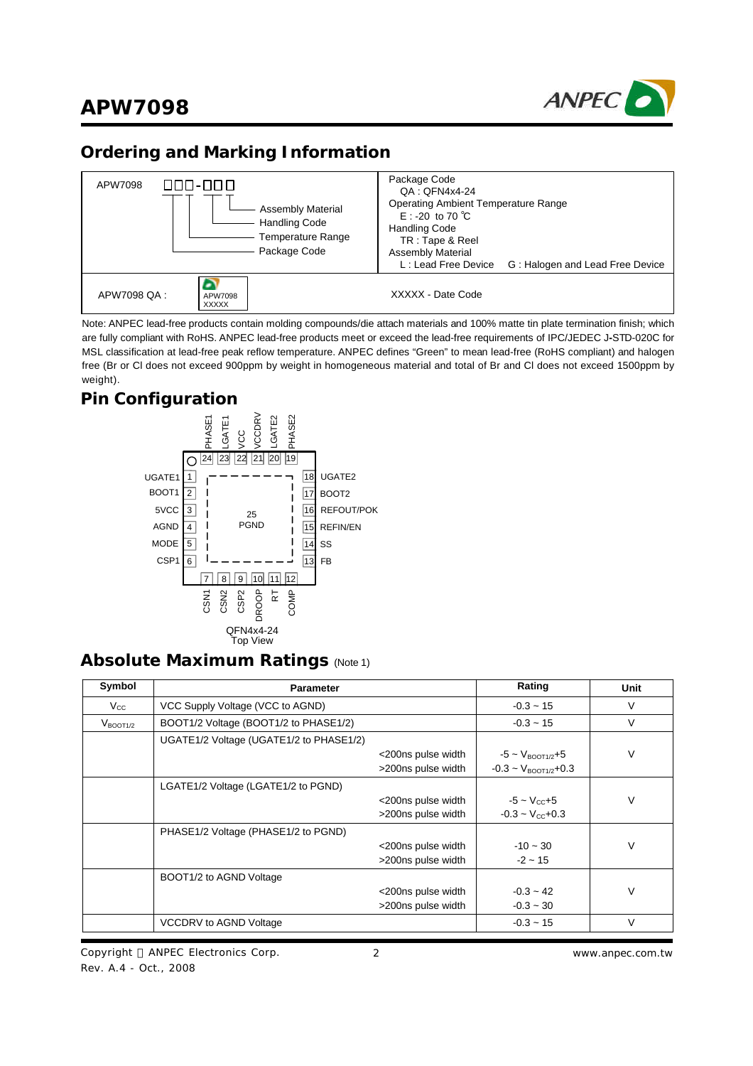## Ordering and Marking Information

| APW7098 □□□-□□□ (Assembly Material, Handling Code, Temperature Range, Package Code) | Package Code<br>QA : QFN4x4-24<br>Operating Ambient Temperature Range<br>E : -20 to 70 ℃<br>Handling Code<br>TR : Tape & Reel<br>Assembly Material<br>L : Lead Free Device G : Halogen and Lead Free Device |
|---|---|
| APW7098 QA : APW7098 XXXXX | XXXXX - Date Code |

Note: ANPEC lead-free products contain molding compounds/die attach materials and 100% matte tin plate termination finish; which are fully compliant with RoHS. ANPEC lead-free products meet or exceed the lead-free requirements of IPC/JEDEC J-STD-020C for MSL classification at lead-free peak reflow temperature. ANPEC defines "Green" to mean lead-free (RoHS compliant) and halogen free (Br or Cl does not exceed 900ppm by weight in homogeneous material and total of Br and Cl does not exceed 1500ppm by weight).

## Pin Configuration

| Pin | Name | Pin | Name |
|---|---|---|---|
| 1 | UGATE1 | 13 | FB |
| 2 | BOOT1 | 14 | SS |
| 3 | 5VCC | 15 | REFIN/EN |
| 4 | AGND | 16 | REFOUT/POK |
| 5 | MODE | 17 | BOOT2 |
| 6 | CSP1 | 18 | UGATE2 |
| 7 | CSN1 | 19 | PHASE2 |
| 8 | CSN2 | 20 | LGATE2 |
| 9 | CSP2 | 21 | VCCDRV |
| 10 | DROOP | 22 | VCC |
| 11 | RT | 23 | LGATE1 |
| 12 | COMP | 24 | PHASE1 |
| 25 | PGND | | |

QFN4x4-24
Top View

## Absolute Maximum Ratings (Note 1)

| Symbol | Parameter | | Rating | Unit |
|---|---|---|---|---|
| $V_{CC}$ | VCC Supply Voltage (VCC to AGND) | | -0.3 ~ 15 | V |
| $V_{BOOT1/2}$ | BOOT1/2 Voltage (BOOT1/2 to PHASE1/2) | | -0.3 ~ 15 | V |
| | UGATE1/2 Voltage (UGATE1/2 to PHASE1/2) | <200ns pulse width | -5 ~ $V_{BOOT1/2}$+5 | V |
| | | >200ns pulse width | -0.3 ~ $V_{BOOT1/2}$+0.3 | |
| | LGATE1/2 Voltage (LGATE1/2 to PGND) | <200ns pulse width | -5 ~ $V_{CC}$+5 | V |
| | | >200ns pulse width | -0.3 ~ $V_{CC}$+0.3 | |
| | PHASE1/2 Voltage (PHASE1/2 to PGND) | <200ns pulse width | -10 ~ 30 | V |
| | | >200ns pulse width | -2 ~ 15 | |
| | BOOT1/2 to AGND Voltage | <200ns pulse width | -0.3 ~ 42 | V |
| | | >200ns pulse width | -0.3 ~ 30 | |
| | VCCDRV to AGND Voltage | | -0.3 ~ 15 | V |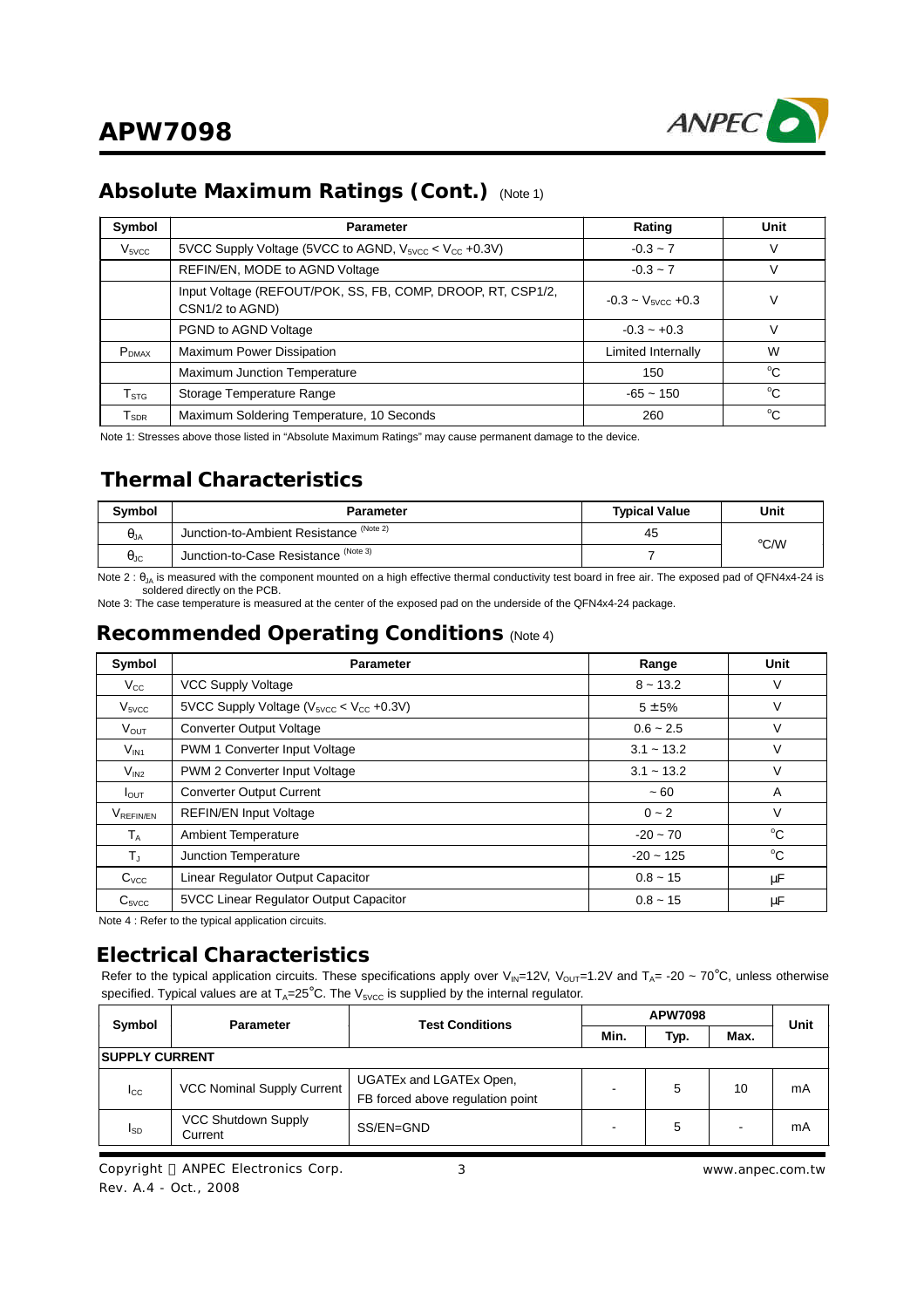## Absolute Maximum Ratings (Cont.) (Note 1)

| Symbol | Parameter | Rating | Unit |
|---|---|---|---|
| $V_{5VCC}$ | 5VCC Supply Voltage (5VCC to AGND, $V_{5VCC} < V_{CC}$ +0.3V) | -0.3 ~ 7 | V |
| | REFIN/EN, MODE to AGND Voltage | -0.3 ~ 7 | V |
| | Input Voltage (REFOUT/POK, SS, FB, COMP, DROOP, RT, CSP1/2, CSN1/2 to AGND) | -0.3 ~ $V_{5VCC}$ +0.3 | V |
| | PGND to AGND Voltage | -0.3 ~ +0.3 | V |
| $P_{DMAX}$ | Maximum Power Dissipation | Limited Internally | W |
| | Maximum Junction Temperature | 150 | °C |
| $T_{STG}$ | Storage Temperature Range | -65 ~ 150 | °C |
| $T_{SDR}$ | Maximum Soldering Temperature, 10 Seconds | 260 | °C |

Note 1: Stresses above those listed in "Absolute Maximum Ratings" may cause permanent damage to the device.

## Thermal Characteristics

| Symbol | Parameter | Typical Value | Unit |
|---|---|---|---|
| $\theta_{JA}$ | Junction-to-Ambient Resistance (Note 2) | 45 | °C/W |
| $\theta_{JC}$ | Junction-to-Case Resistance (Note 3) | 7 | |

Note 2 : $\theta_{JA}$ is measured with the component mounted on a high effective thermal conductivity test board in free air. The exposed pad of QFN4x4-24 is soldered directly on the PCB.

Note 3: The case temperature is measured at the center of the exposed pad on the underside of the QFN4x4-24 package.

## Recommended Operating Conditions (Note 4)

| Symbol | Parameter | Range | Unit |
|---|---|---|---|
| $V_{CC}$ | VCC Supply Voltage | 8 ~ 13.2 | V |
| $V_{5VCC}$ | 5VCC Supply Voltage ($V_{5VCC} < V_{CC}$ +0.3V) | 5 ±5% | V |
| $V_{OUT}$ | Converter Output Voltage | 0.6 ~ 2.5 | V |
| $V_{IN1}$ | PWM 1 Converter Input Voltage | 3.1 ~ 13.2 | V |
| $V_{IN2}$ | PWM 2 Converter Input Voltage | 3.1 ~ 13.2 | V |
| $I_{OUT}$ | Converter Output Current | ~ 60 | A |
| $V_{REFIN/EN}$ | REFIN/EN Input Voltage | 0 ~ 2 | V |
| $T_A$ | Ambient Temperature | -20 ~ 70 | °C |
| $T_J$ | Junction Temperature | -20 ~ 125 | °C |
| $C_{VCC}$ | Linear Regulator Output Capacitor | 0.8 ~ 15 | μF |
| $C_{5VCC}$ | 5VCC Linear Regulator Output Capacitor | 0.8 ~ 15 | μF |

Note 4 : Refer to the typical application circuits.

## Electrical Characteristics

Refer to the typical application circuits. These specifications apply over $V_{IN}$=12V, $V_{OUT}$=1.2V and $T_A$= -20 ~ 70°C, unless otherwise specified. Typical values are at $T_A$=25°C. The $V_{5VCC}$ is supplied by the internal regulator.

| Symbol | Parameter | Test Conditions | APW7098 | | | Unit |
|---|---|---|---|---|---|---|
| | | | Min. | Typ. | Max. | |
| **SUPPLY CURRENT** | | | | | | |
| $I_{CC}$ | VCC Nominal Supply Current | UGATEx and LGATEx Open, FB forced above regulation point | - | 5 | 10 | mA |
| $I_{SD}$ | VCC Shutdown Supply Current | SS/EN=GND | - | 5 | - | mA |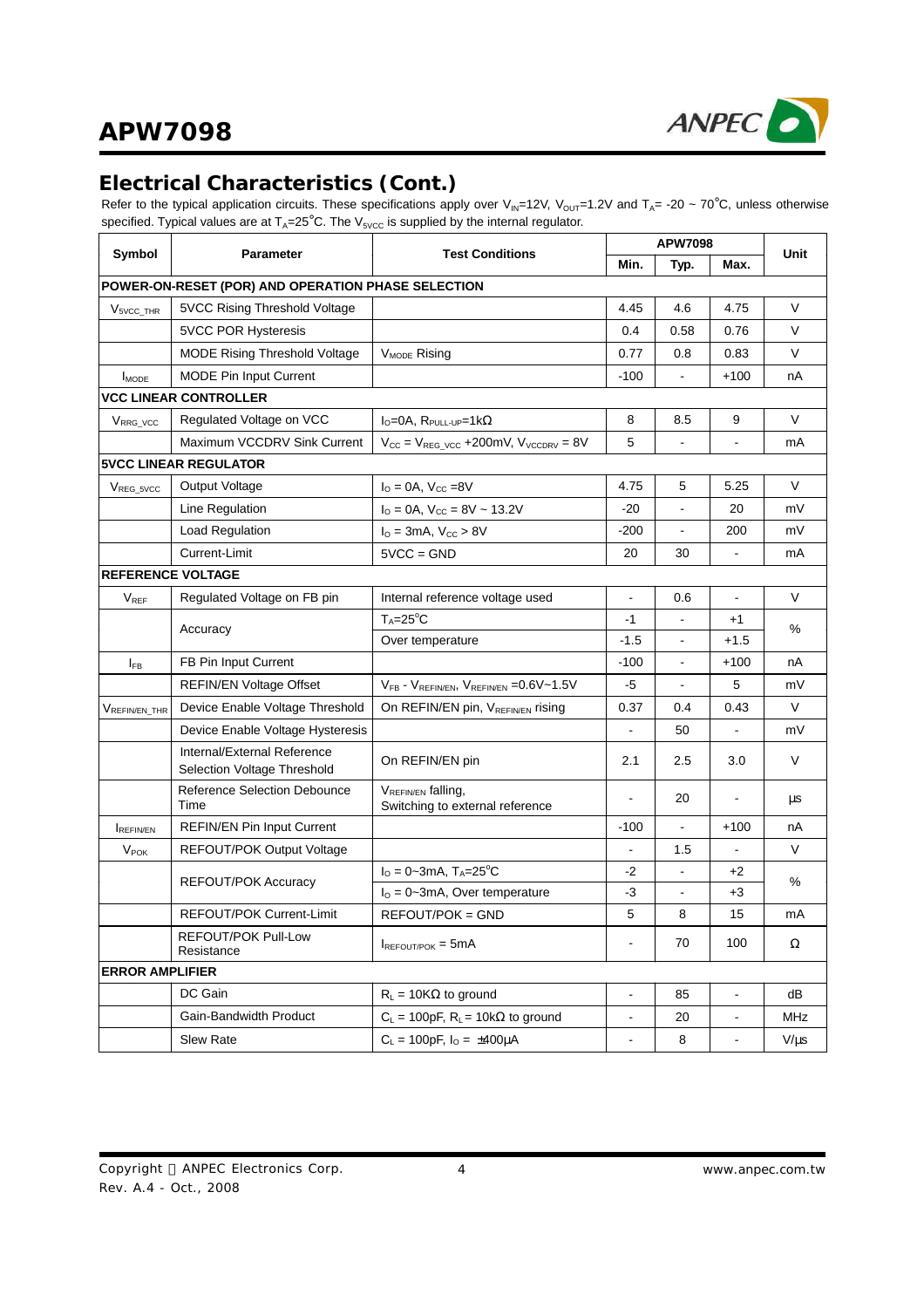## Electrical Characteristics (Cont.)

Refer to the typical application circuits. These specifications apply over $V_{IN}$=12V, $V_{OUT}$=1.2V and $T_A$= -20 ~ 70°C, unless otherwise specified. Typical values are at $T_A$=25°C. The $V_{5VCC}$ is supplied by the internal regulator.

| Symbol | Parameter | Test Conditions | APW7098 | | | Unit |
|---|---|---|---|---|---|---|
| | | | Min. | Typ. | Max. | |
| **POWER-ON-RESET (POR) AND OPERATION PHASE SELECTION** | | | | | | |
| $V_{5VCC\_THR}$ | 5VCC Rising Threshold Voltage | | 4.45 | 4.6 | 4.75 | V |
| | 5VCC POR Hysteresis | | 0.4 | 0.58 | 0.76 | V |
| | MODE Rising Threshold Voltage | $V_{MODE}$ Rising | 0.77 | 0.8 | 0.83 | V |
| $I_{MODE}$ | MODE Pin Input Current | | -100 | - | +100 | nA |
| **VCC LINEAR CONTROLLER** | | | | | | |
| $V_{RRG\_VCC}$ | Regulated Voltage on VCC | $I_O$=0A, $R_{PULL\text{-}UP}$=1kΩ | 8 | 8.5 | 9 | V |
| | Maximum VCCDRV Sink Current | $V_{CC}$ = $V_{REG\_VCC}$ +200mV, $V_{VCCDRV}$ = 8V | 5 | - | - | mA |
| **5VCC LINEAR REGULATOR** | | | | | | |
| $V_{REG\_5VCC}$ | Output Voltage | $I_O$ = 0A, $V_{CC}$ =8V | 4.75 | 5 | 5.25 | V |
| | Line Regulation | $I_O$ = 0A, $V_{CC}$ = 8V ~ 13.2V | -20 | - | 20 | mV |
| | Load Regulation | $I_O$ = 3mA, $V_{CC}$ > 8V | -200 | - | 200 | mV |
| | Current-Limit | 5VCC = GND | 20 | 30 | - | mA |
| **REFERENCE VOLTAGE** | | | | | | |
| $V_{REF}$ | Regulated Voltage on FB pin | Internal reference voltage used | - | 0.6 | - | V |
| | Accuracy | $T_A$=25°C | -1 | - | +1 | % |
| | | Over temperature | -1.5 | - | +1.5 | |
| $I_{FB}$ | FB Pin Input Current | | -100 | - | +100 | nA |
| | REFIN/EN Voltage Offset | $V_{FB}$ - $V_{REFIN/EN}$, $V_{REFIN/EN}$ =0.6V~1.5V | -5 | - | 5 | mV |
| $V_{REFIN/EN\_THR}$ | Device Enable Voltage Threshold | On REFIN/EN pin, $V_{REFIN/EN}$ rising | 0.37 | 0.4 | 0.43 | V |
| | Device Enable Voltage Hysteresis | | - | 50 | - | mV |
| | Internal/External Reference Selection Voltage Threshold | On REFIN/EN pin | 2.1 | 2.5 | 3.0 | V |
| | Reference Selection Debounce Time | $V_{REFIN/EN}$ falling, Switching to external reference | - | 20 | - | µs |
| $I_{REFIN/EN}$ | REFIN/EN Pin Input Current | | -100 | - | +100 | nA |
| $V_{POK}$ | REFOUT/POK Output Voltage | | - | 1.5 | - | V |
| | REFOUT/POK Accuracy | $I_O$ = 0~3mA, $T_A$=25°C | -2 | - | +2 | % |
| | | $I_O$ = 0~3mA, Over temperature | -3 | - | +3 | |
| | REFOUT/POK Current-Limit | REFOUT/POK = GND | 5 | 8 | 15 | mA |
| | REFOUT/POK Pull-Low Resistance | $I_{REFOUT/POK}$ = 5mA | - | 70 | 100 | Ω |
| **ERROR AMPLIFIER** | | | | | | |
| | DC Gain | $R_L$ = 10KΩ to ground | - | 85 | - | dB |
| | Gain-Bandwidth Product | $C_L$ = 100pF, $R_L$ = 10kΩ to ground | - | 20 | - | MHz |
| | Slew Rate | $C_L$ = 100pF, $I_O$ = ±400µA | - | 8 | - | V/µs |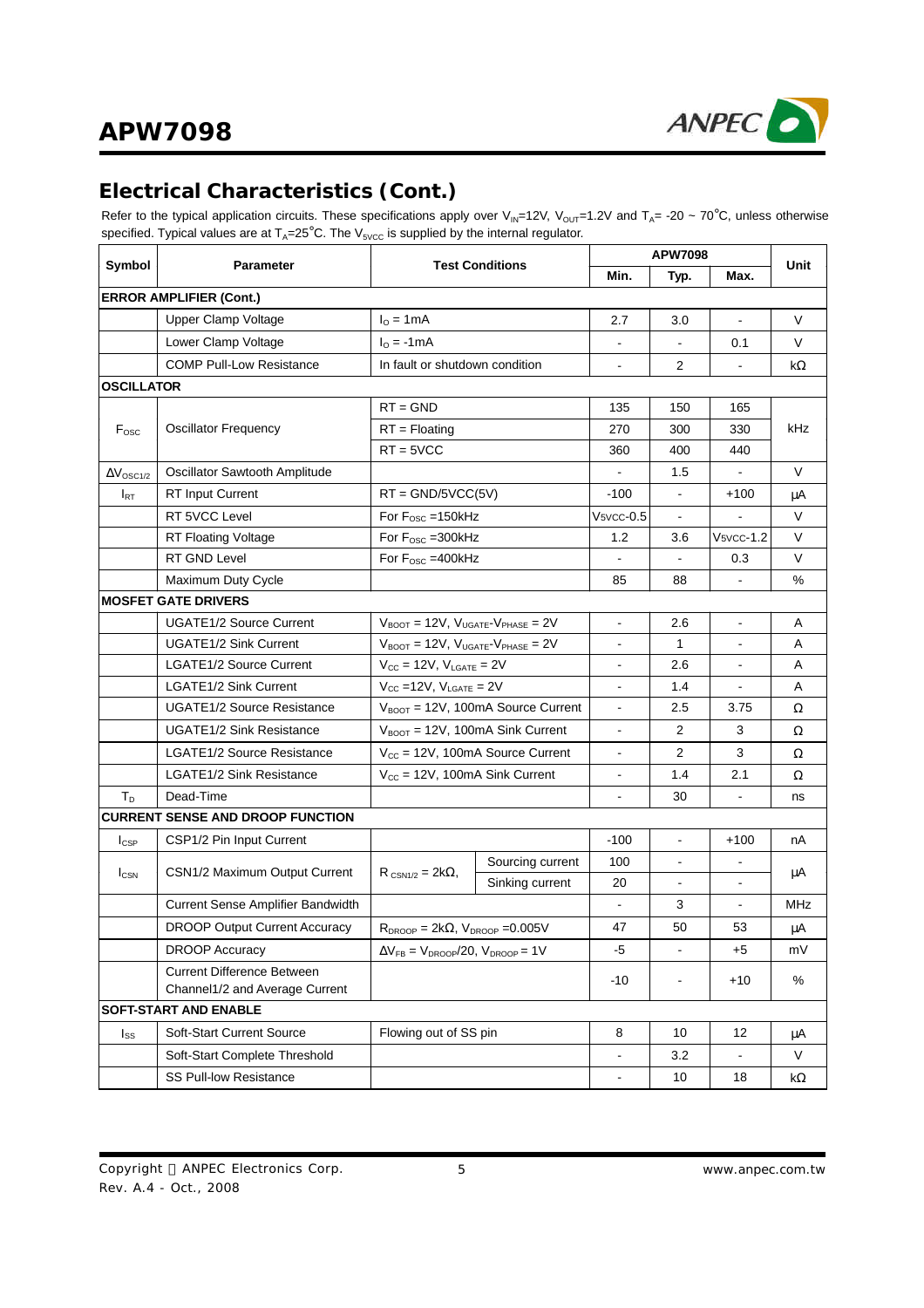## Electrical Characteristics (Cont.)

Refer to the typical application circuits. These specifications apply over $V_{IN}$=12V, $V_{OUT}$=1.2V and $T_A$= -20 ~ 70°C, unless otherwise specified. Typical values are at $T_A$=25°C. The $V_{5VCC}$ is supplied by the internal regulator.

| Symbol | Parameter | Test Conditions | | APW7098 | | | Unit |
|---|---|---|---|---|---|---|---|
| | | | | Min. | Typ. | Max. | |
| **ERROR AMPLIFIER (Cont.)** | | | | | | | |
| | Upper Clamp Voltage | $I_O$ = 1mA | | 2.7 | 3.0 | - | V |
| | Lower Clamp Voltage | $I_O$ = -1mA | | - | - | 0.1 | V |
| | COMP Pull-Low Resistance | In fault or shutdown condition | | - | 2 | - | kΩ |
| **OSCILLATOR** | | | | | | | |
| $F_{OSC}$ | Oscillator Frequency | RT = GND | | 135 | 150 | 165 | kHz |
| | | RT = Floating | | 270 | 300 | 330 | |
| | | RT = 5VCC | | 360 | 400 | 440 | |
| $\Delta V_{OSC1/2}$ | Oscillator Sawtooth Amplitude | | | - | 1.5 | - | V |
| $I_{RT}$ | RT Input Current | RT = GND/5VCC(5V) | | -100 | - | +100 | μA |
| | RT 5VCC Level | For $F_{OSC}$ =150kHz | | $V_{5VCC}$-0.5 | - | - | V |
| | RT Floating Voltage | For $F_{OSC}$ =300kHz | | 1.2 | 3.6 | $V_{5VCC}$-1.2 | V |
| | RT GND Level | For $F_{OSC}$ =400kHz | | - | - | 0.3 | V |
| | Maximum Duty Cycle | | | 85 | 88 | - | % |
| **MOSFET GATE DRIVERS** | | | | | | | |
| | UGATE1/2 Source Current | $V_{BOOT}$ = 12V, $V_{UGATE}$-$V_{PHASE}$ = 2V | | - | 2.6 | - | A |
| | UGATE1/2 Sink Current | $V_{BOOT}$ = 12V, $V_{UGATE}$-$V_{PHASE}$ = 2V | | - | 1 | - | A |
| | LGATE1/2 Source Current | $V_{CC}$ = 12V, $V_{LGATE}$ = 2V | | - | 2.6 | - | A |
| | LGATE1/2 Sink Current | $V_{CC}$ =12V, $V_{LGATE}$ = 2V | | - | 1.4 | - | A |
| | UGATE1/2 Source Resistance | $V_{BOOT}$ = 12V, 100mA Source Current | | - | 2.5 | 3.75 | Ω |
| | UGATE1/2 Sink Resistance | $V_{BOOT}$ = 12V, 100mA Sink Current | | - | 2 | 3 | Ω |
| | LGATE1/2 Source Resistance | $V_{CC}$ = 12V, 100mA Source Current | | - | 2 | 3 | Ω |
| | LGATE1/2 Sink Resistance | $V_{CC}$ = 12V, 100mA Sink Current | | - | 1.4 | 2.1 | Ω |
| $T_D$ | Dead-Time | | | - | 30 | - | ns |
| **CURRENT SENSE AND DROOP FUNCTION** | | | | | | | |
| $I_{CSP}$ | CSP1/2 Pin Input Current | | | -100 | - | +100 | nA |
| $I_{CSN}$ | CSN1/2 Maximum Output Current | $R_{CSN1/2}$ = 2kΩ, | Sourcing current | 100 | - | - | μA |
| | | | Sinking current | 20 | - | - | |
| | Current Sense Amplifier Bandwidth | | | - | 3 | - | MHz |
| | DROOP Output Current Accuracy | $R_{DROOP}$ = 2kΩ, $V_{DROOP}$ =0.005V | | 47 | 50 | 53 | μA |
| | DROOP Accuracy | $\Delta V_{FB}$ = $V_{DROOP}$/20, $V_{DROOP}$ = 1V | | -5 | - | +5 | mV |
| | Current Difference Between Channel1/2 and Average Current | | | -10 | - | +10 | % |
| **SOFT-START AND ENABLE** | | | | | | | |
| $I_{SS}$ | Soft-Start Current Source | Flowing out of SS pin | | 8 | 10 | 12 | μA |
| | Soft-Start Complete Threshold | | | - | 3.2 | - | V |
| | SS Pull-low Resistance | | | - | 10 | 18 | kΩ |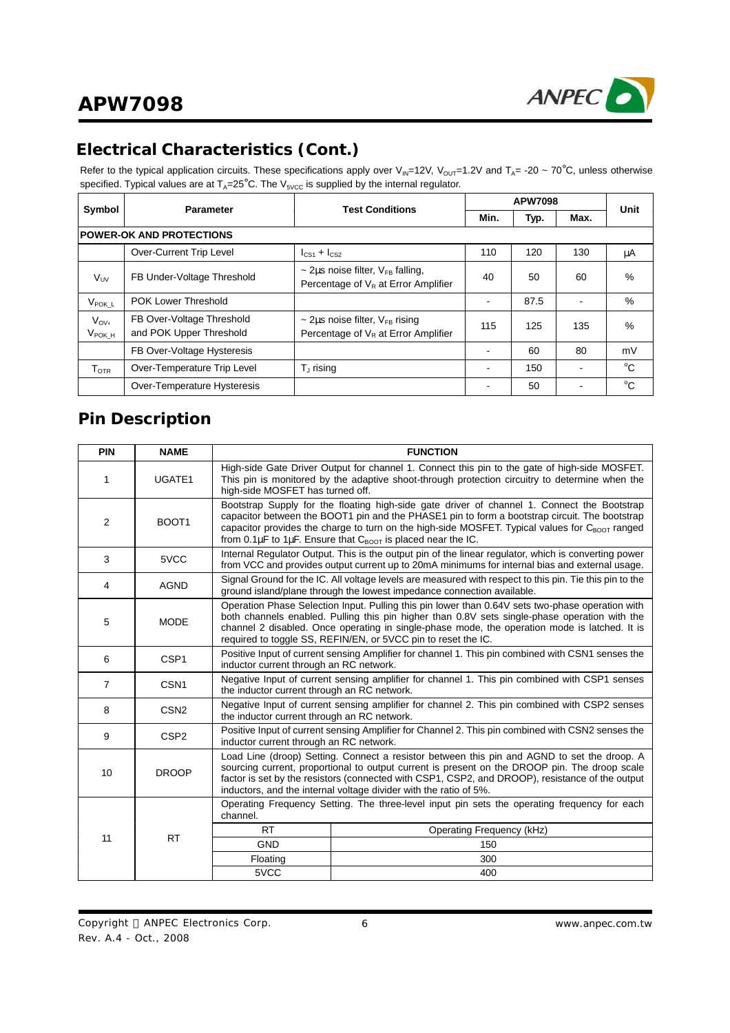## Electrical Characteristics (Cont.)

Refer to the typical application circuits. These specifications apply over $V_{IN}$=12V, $V_{OUT}$=1.2V and $T_A$= -20 ~ 70°C, unless otherwise specified. Typical values are at $T_A$=25°C. The $V_{5VCC}$ is supplied by the internal regulator.

| Symbol | Parameter | Test Conditions | APW7098 | | | Unit |
|---|---|---|---|---|---|---|
| | | | Min. | Typ. | Max. | |
| **POWER-OK AND PROTECTIONS** | | | | | | |
| | Over-Current Trip Level | $I_{CS1}$ + $I_{CS2}$ | 110 | 120 | 130 | µA |
| $V_{UV}$ | FB Under-Voltage Threshold | ~ 2µs noise filter, $V_{FB}$ falling, Percentage of $V_R$ at Error Amplifier | 40 | 50 | 60 | % |
| $V_{POK\_L}$ | POK Lower Threshold | | - | 87.5 | - | % |
| $V_{OV}$, $V_{POK\_H}$ | FB Over-Voltage Threshold and POK Upper Threshold | ~ 2µs noise filter, $V_{FB}$ rising Percentage of $V_R$ at Error Amplifier | 115 | 125 | 135 | % |
| | FB Over-Voltage Hysteresis | | - | 60 | 80 | mV |
| $T_{OTR}$ | Over-Temperature Trip Level | $T_J$ rising | - | 150 | - | °C |
| | Over-Temperature Hysteresis | | - | 50 | - | °C |

## Pin Description

| PIN | NAME | FUNCTION |
|---|---|---|
| 1 | UGATE1 | High-side Gate Driver Output for channel 1. Connect this pin to the gate of high-side MOSFET. This pin is monitored by the adaptive shoot-through protection circuitry to determine when the high-side MOSFET has turned off. |
| 2 | BOOT1 | Bootstrap Supply for the floating high-side gate driver of channel 1. Connect the Bootstrap capacitor between the BOOT1 pin and the PHASE1 pin to form a bootstrap circuit. The bootstrap capacitor provides the charge to turn on the high-side MOSFET. Typical values for $C_{BOOT}$ ranged from 0.1µF to 1µF. Ensure that $C_{BOOT}$ is placed near the IC. |
| 3 | 5VCC | Internal Regulator Output. This is the output pin of the linear regulator, which is converting power from VCC and provides output current up to 20mA minimums for internal bias and external usage. |
| 4 | AGND | Signal Ground for the IC. All voltage levels are measured with respect to this pin. Tie this pin to the ground island/plane through the lowest impedance connection available. |
| 5 | MODE | Operation Phase Selection Input. Pulling this pin lower than 0.64V sets two-phase operation with both channels enabled. Pulling this pin higher than 0.8V sets single-phase operation with the channel 2 disabled. Once operating in single-phase mode, the operation mode is latched. It is required to toggle SS, REFIN/EN, or 5VCC pin to reset the IC. |
| 6 | CSP1 | Positive Input of current sensing Amplifier for channel 1. This pin combined with CSN1 senses the inductor current through an RC network. |
| 7 | CSN1 | Negative Input of current sensing amplifier for channel 1. This pin combined with CSP1 senses the inductor current through an RC network. |
| 8 | CSN2 | Negative Input of current sensing amplifier for channel 2. This pin combined with CSP2 senses the inductor current through an RC network. |
| 9 | CSP2 | Positive Input of current sensing Amplifier for Channel 2. This pin combined with CSN2 senses the inductor current through an RC network. |
| 10 | DROOP | Load Line (droop) Setting. Connect a resistor between this pin and AGND to set the droop. A sourcing current, proportional to output current is present on the DROOP pin. The droop scale factor is set by the resistors (connected with CSP1, CSP2, and DROOP), resistance of the output inductors, and the internal voltage divider with the ratio of 5%. |
| 11 | RT | Operating Frequency Setting. The three-level input pin sets the operating frequency for each channel.<br>RT = GND: 150 kHz<br>RT = Floating: 300 kHz<br>RT = 5VCC: 400 kHz |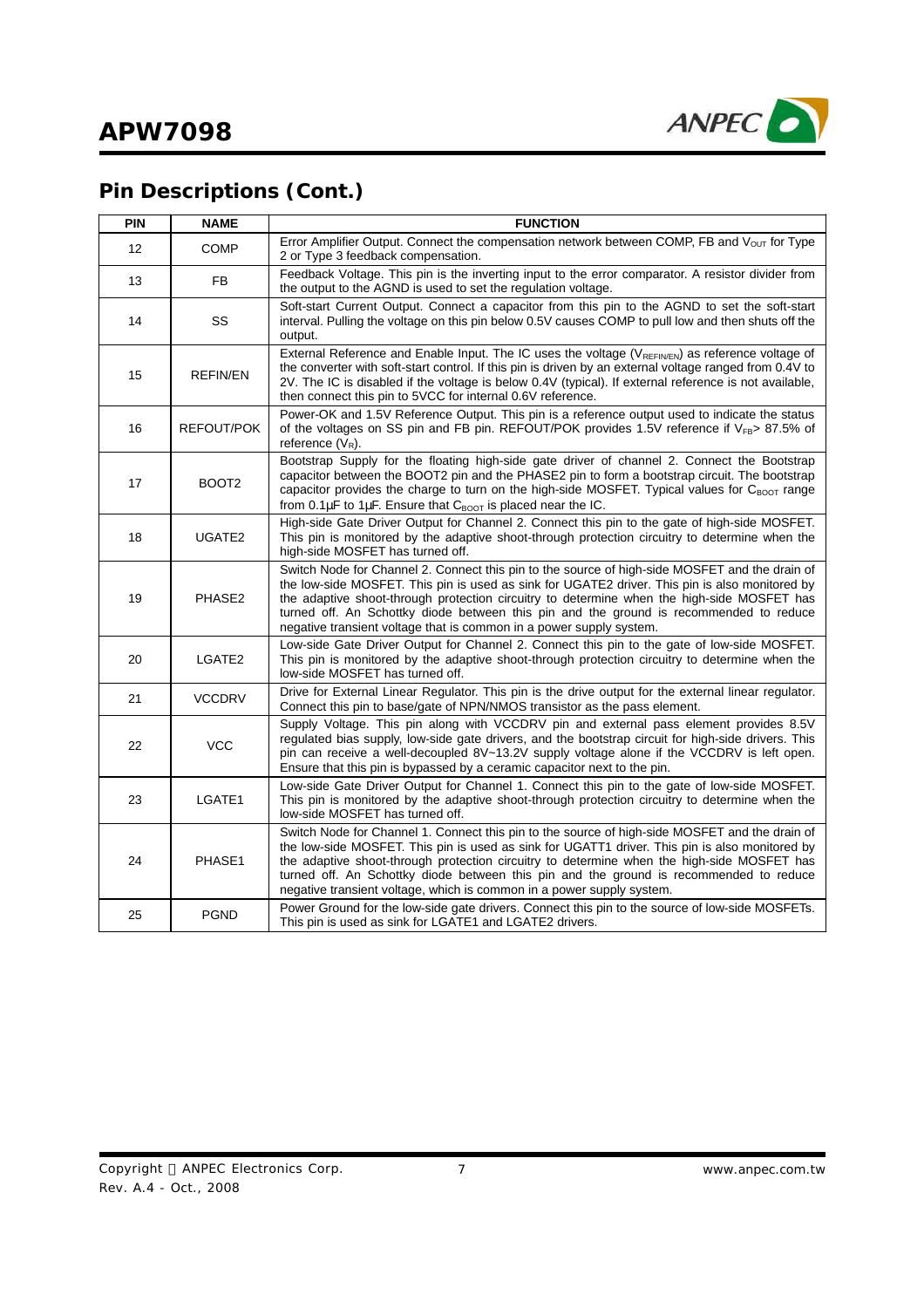## Pin Descriptions (Cont.)

| PIN | NAME | FUNCTION |
|---|---|---|
| 12 | COMP | Error Amplifier Output. Connect the compensation network between COMP, FB and $V_{OUT}$ for Type 2 or Type 3 feedback compensation. |
| 13 | FB | Feedback Voltage. This pin is the inverting input to the error comparator. A resistor divider from the output to the AGND is used to set the regulation voltage. |
| 14 | SS | Soft-start Current Output. Connect a capacitor from this pin to the AGND to set the soft-start interval. Pulling the voltage on this pin below 0.5V causes COMP to pull low and then shuts off the output. |
| 15 | REFIN/EN | External Reference and Enable Input. The IC uses the voltage ($V_{REFIN/EN}$) as reference voltage of the converter with soft-start control. If this pin is driven by an external voltage ranged from 0.4V to 2V. The IC is disabled if the voltage is below 0.4V (typical). If external reference is not available, then connect this pin to 5VCC for internal 0.6V reference. |
| 16 | REFOUT/POK | Power-OK and 1.5V Reference Output. This pin is a reference output used to indicate the status of the voltages on SS pin and FB pin. REFOUT/POK provides 1.5V reference if $V_{FB}$> 87.5% of reference ($V_R$). |
| 17 | BOOT2 | Bootstrap Supply for the floating high-side gate driver of channel 2. Connect the Bootstrap capacitor between the BOOT2 pin and the PHASE2 pin to form a bootstrap circuit. The bootstrap capacitor provides the charge to turn on the high-side MOSFET. Typical values for $C_{BOOT}$ range from 0.1µF to 1µF. Ensure that $C_{BOOT}$ is placed near the IC. |
| 18 | UGATE2 | High-side Gate Driver Output for Channel 2. Connect this pin to the gate of high-side MOSFET. This pin is monitored by the adaptive shoot-through protection circuitry to determine when the high-side MOSFET has turned off. |
| 19 | PHASE2 | Switch Node for Channel 2. Connect this pin to the source of high-side MOSFET and the drain of the low-side MOSFET. This pin is used as sink for UGATE2 driver. This pin is also monitored by the adaptive shoot-through protection circuitry to determine when the high-side MOSFET has turned off. An Schottky diode between this pin and the ground is recommended to reduce negative transient voltage that is common in a power supply system. |
| 20 | LGATE2 | Low-side Gate Driver Output for Channel 2. Connect this pin to the gate of low-side MOSFET. This pin is monitored by the adaptive shoot-through protection circuitry to determine when the low-side MOSFET has turned off. |
| 21 | VCCDRV | Drive for External Linear Regulator. This pin is the drive output for the external linear regulator. Connect this pin to base/gate of NPN/NMOS transistor as the pass element. |
| 22 | VCC | Supply Voltage. This pin along with VCCDRV pin and external pass element provides 8.5V regulated bias supply, low-side gate drivers, and the bootstrap circuit for high-side drivers. This pin can receive a well-decoupled 8V~13.2V supply voltage alone if the VCCDRV is left open. Ensure that this pin is bypassed by a ceramic capacitor next to the pin. |
| 23 | LGATE1 | Low-side Gate Driver Output for Channel 1. Connect this pin to the gate of low-side MOSFET. This pin is monitored by the adaptive shoot-through protection circuitry to determine when the low-side MOSFET has turned off. |
| 24 | PHASE1 | Switch Node for Channel 1. Connect this pin to the source of high-side MOSFET and the drain of the low-side MOSFET. This pin is used as sink for UGATT1 driver. This pin is also monitored by the adaptive shoot-through protection circuitry to determine when the high-side MOSFET has turned off. An Schottky diode between this pin and the ground is recommended to reduce negative transient voltage, which is common in a power supply system. |
| 25 | PGND | Power Ground for the low-side gate drivers. Connect this pin to the source of low-side MOSFETs. This pin is used as sink for LGATE1 and LGATE2 drivers. |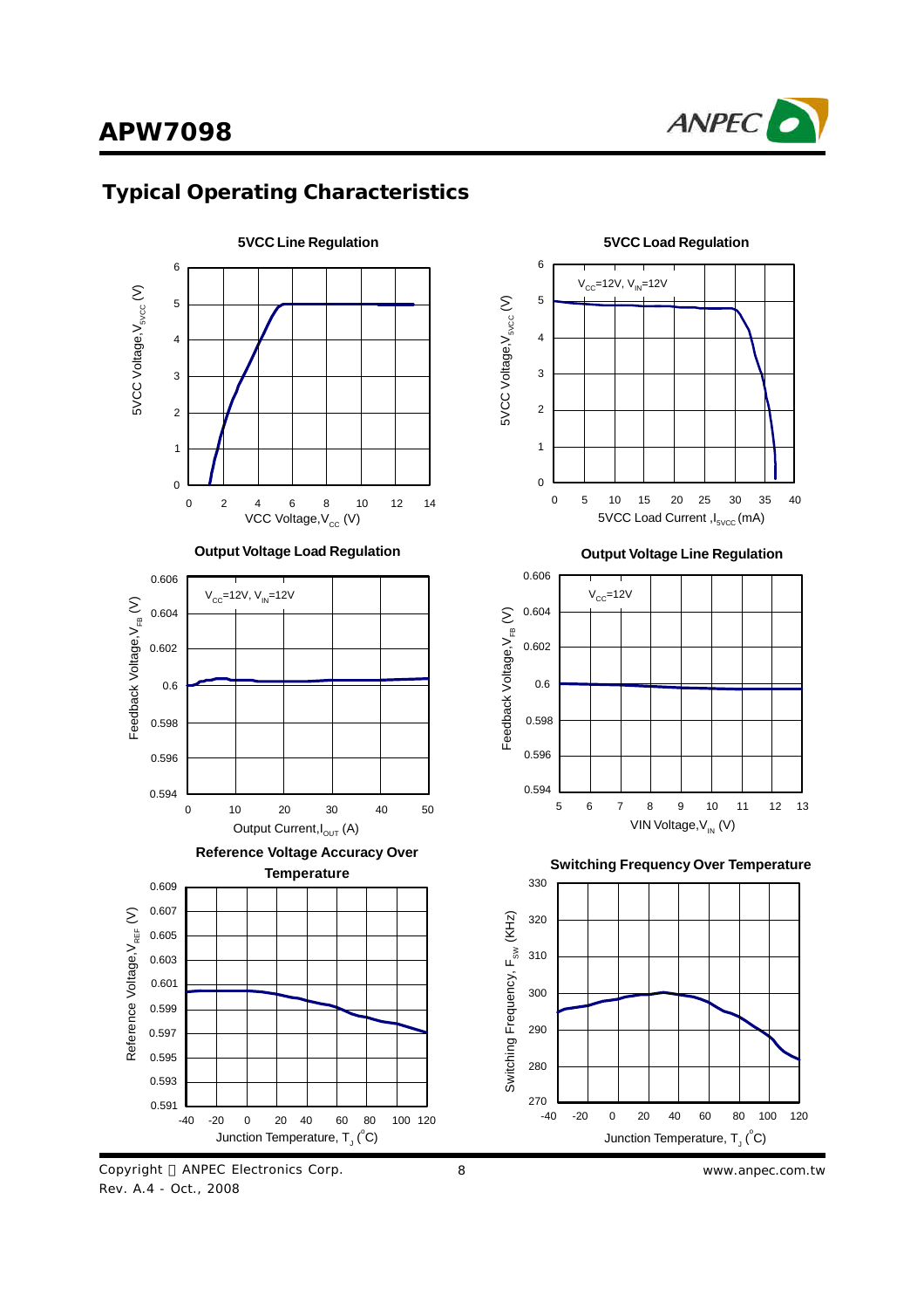## Typical Operating Characteristics

**5VCC Line Regulation**

5VCC Voltage, $V_{5VCC}$ (V)

VCC Voltage, $V_{CC}$ (V)

**5VCC Load Regulation**

$V_{CC}$=12V, $V_{IN}$=12V

5VCC Voltage, $V_{5VCC}$ (V)

5VCC Load Current, $I_{5VCC}$ (mA)

**Output Voltage Load Regulation**

$V_{CC}$=12V, $V_{IN}$=12V

Feedback Voltage, $V_{FB}$ (V)

Output Current, $I_{OUT}$ (A)

**Output Voltage Line Regulation**

$V_{CC}$=12V

Feedback Voltage, $V_{FB}$ (V)

VIN Voltage, $V_{IN}$ (V)

**Reference Voltage Accuracy Over Temperature**

Reference Voltage, $V_{REF}$ (V)

Junction Temperature, $T_J$ (°C)

**Switching Frequency Over Temperature**

Switching Frequency, $F_{SW}$ (KHz)

Junction Temperature, $T_J$ (°C)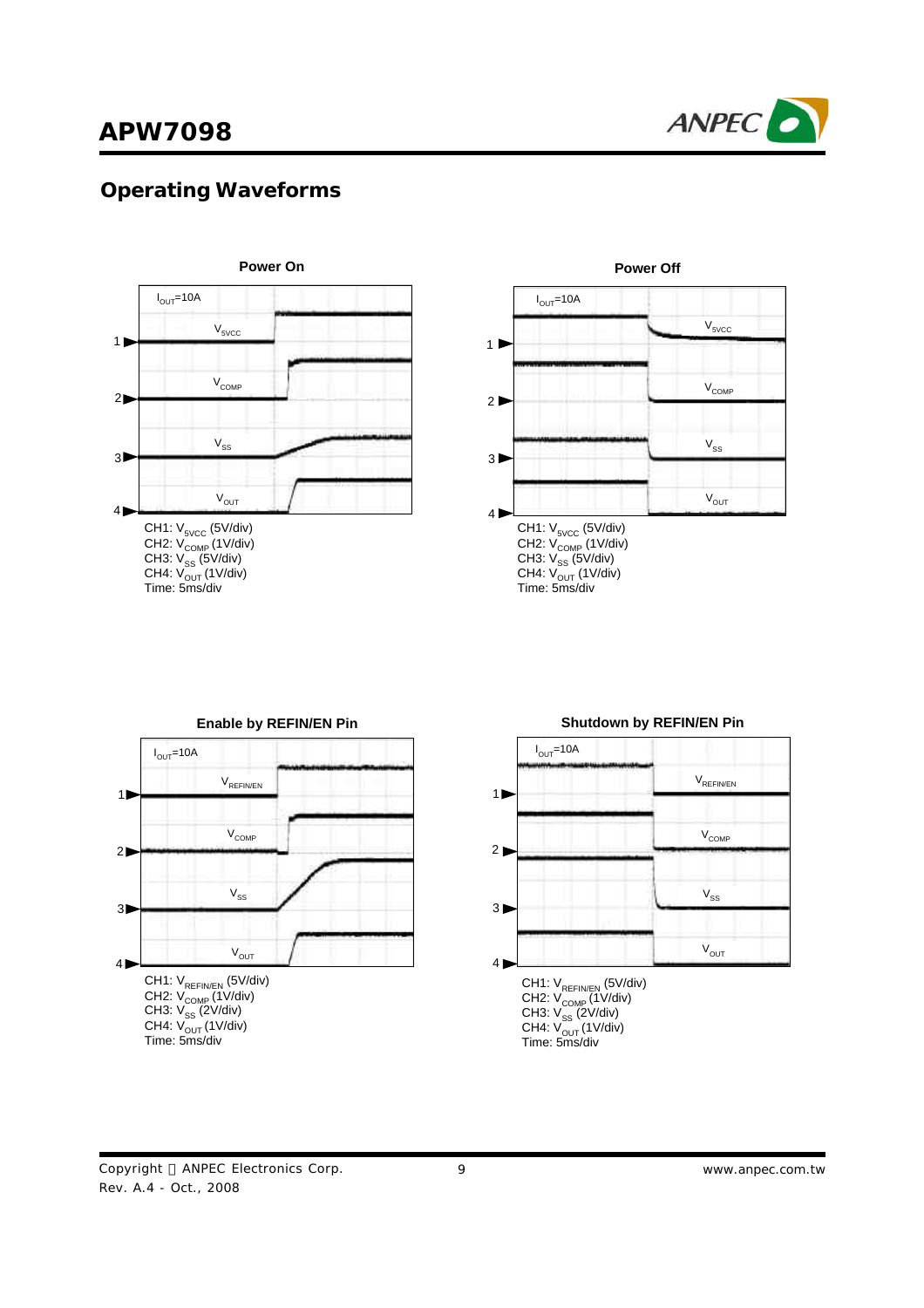## Operating Waveforms

**Power On**

$I_{OUT}$=10A

CH1: $V_{5VCC}$ (5V/div)
CH2: $V_{COMP}$ (1V/div)
CH3: $V_{SS}$ (5V/div)
CH4: $V_{OUT}$ (1V/div)
Time: 5ms/div

**Power Off**

$I_{OUT}$=10A

CH1: $V_{5VCC}$ (5V/div)
CH2: $V_{COMP}$ (1V/div)
CH3: $V_{SS}$ (5V/div)
CH4: $V_{OUT}$ (1V/div)
Time: 5ms/div

**Enable by REFIN/EN Pin**

$I_{OUT}$=10A

CH1: $V_{REFIN/EN}$ (5V/div)
CH2: $V_{COMP}$ (1V/div)
CH3: $V_{SS}$ (2V/div)
CH4: $V_{OUT}$ (1V/div)
Time: 5ms/div

**Shutdown by REFIN/EN Pin**

$I_{OUT}$=10A

CH1: $V_{REFIN/EN}$ (5V/div)
CH2: $V_{COMP}$ (1V/div)
CH3: $V_{SS}$ (2V/div)
CH4: $V_{OUT}$ (1V/div)
Time: 5ms/div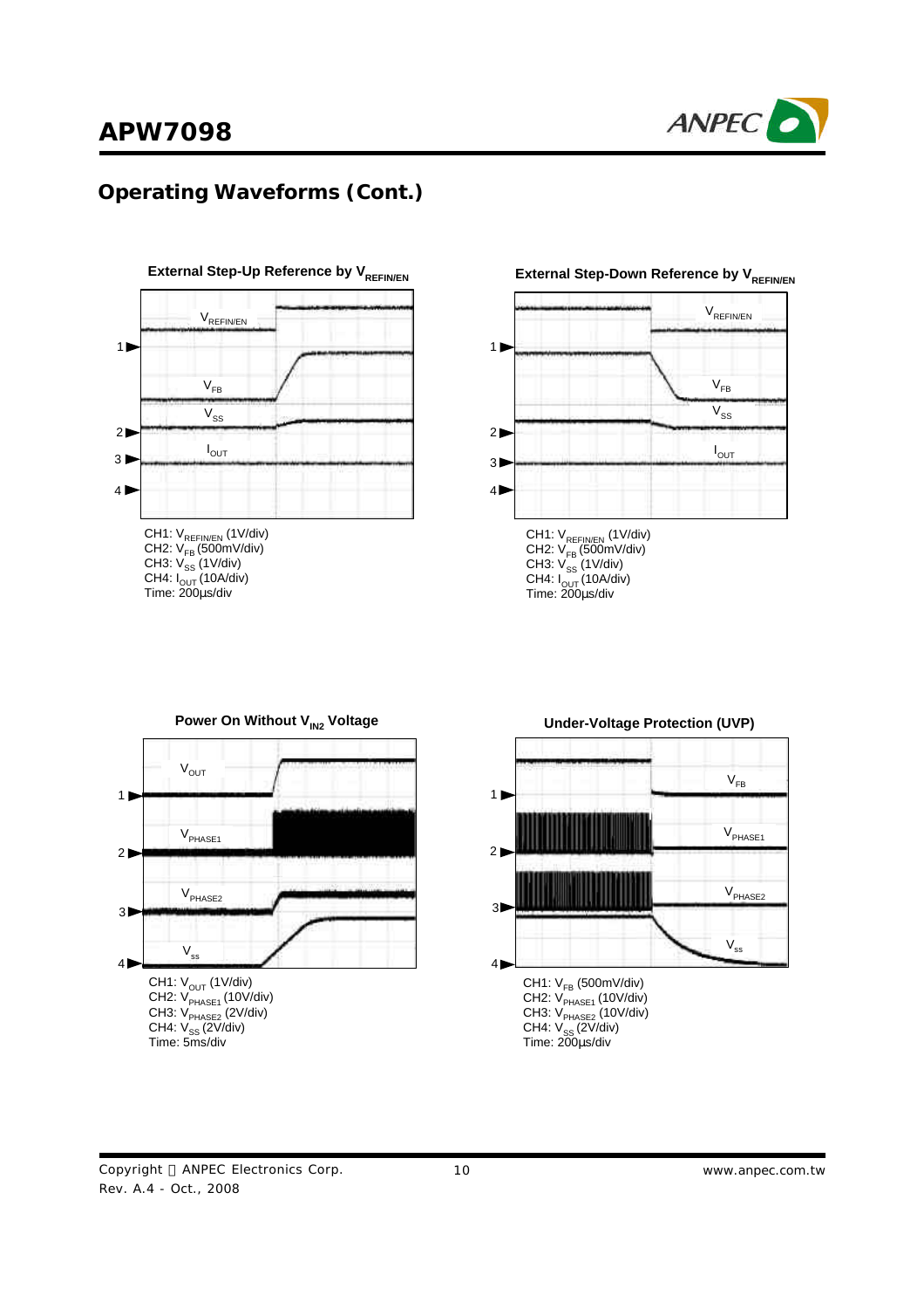## Operating Waveforms (Cont.)

**External Step-Up Reference by $V_{REFIN/EN}$**

CH1: $V_{REFIN/EN}$ (1V/div)
CH2: $V_{FB}$ (500mV/div)
CH3: $V_{SS}$ (1V/div)
CH4: $I_{OUT}$ (10A/div)
Time: 200μs/div

**External Step-Down Reference by $V_{REFIN/EN}$**

CH1: $V_{REFIN/EN}$ (1V/div)
CH2: $V_{FB}$ (500mV/div)
CH3: $V_{SS}$ (1V/div)
CH4: $I_{OUT}$ (10A/div)
Time: 200μs/div

**Power On Without $V_{IN2}$ Voltage**

CH1: $V_{OUT}$ (1V/div)
CH2: $V_{PHASE1}$ (10V/div)
CH3: $V_{PHASE2}$ (2V/div)
CH4: $V_{SS}$ (2V/div)
Time: 5ms/div

**Under-Voltage Protection (UVP)**

CH1: $V_{FB}$ (500mV/div)
CH2: $V_{PHASE1}$ (10V/div)
CH3: $V_{PHASE2}$ (10V/div)
CH4: $V_{SS}$ (2V/div)
Time: 200μs/div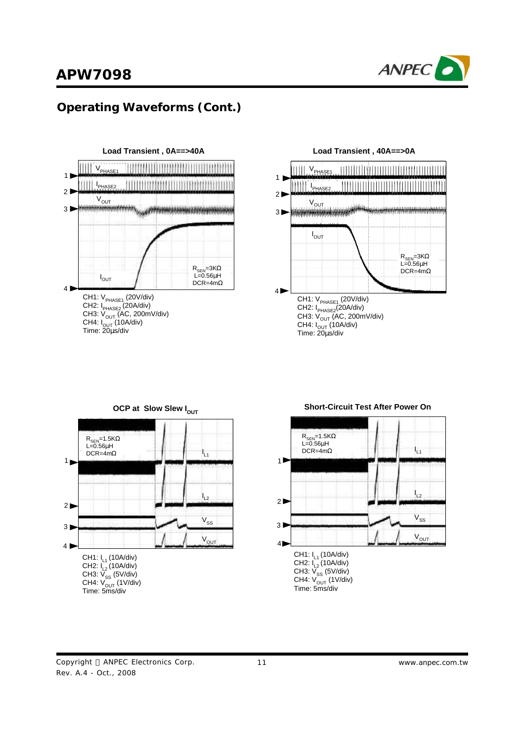## Operating Waveforms (Cont.)

**Load Transient , 0A==>40A**

$V_{PHASE1}$

$I_{PHASE2}$

$V_{OUT}$

$I_{OUT}$

$R_{SEN}$=3KΩ
L=0.56µH
DCR=4mΩ

CH1: $V_{PHASE1}$ (20V/div)
CH2: $I_{PHASE2}$ (20A/div)
CH3: $V_{OUT}$ (AC, 200mV/div)
CH4: $I_{OUT}$ (10A/div)
Time: 20µs/div

**Load Transient , 40A==>0A**

$V_{PHASE1}$

$I_{PHASE2}$

$V_{OUT}$

$I_{OUT}$

$R_{SEN}$=3KΩ
L=0.56µH
DCR=4mΩ

CH1: $V_{PHASE1}$ (20V/div)
CH2: $I_{PHASE2}$ (20A/div)
CH3: $V_{OUT}$ (AC, 200mV/div)
CH4: $I_{OUT}$ (10A/div)
Time: 20µs/div

**OCP at Slow Slew $I_{OUT}$**

$R_{SEN}$=1.5KΩ
L=0.56µH
DCR=4mΩ

$I_{L1}$

$I_{L2}$

$V_{SS}$

$V_{OUT}$

CH1: $I_{L1}$ (10A/div)
CH2: $I_{L2}$ (10A/div)
CH3: $V_{SS}$ (5V/div)
CH4: $V_{OUT}$ (1V/div)
Time: 5ms/div

**Short-Circuit Test After Power On**

$R_{SEN}$=1.5KΩ
L=0.56µH
DCR=4mΩ

$I_{L1}$

$I_{L2}$

$V_{SS}$

$V_{OUT}$

CH1: $I_{L1}$ (10A/div)
CH2: $I_{L2}$ (10A/div)
CH3: $V_{SS}$ (5V/div)
CH4: $V_{OUT}$ (1V/div)
Time: 5ms/div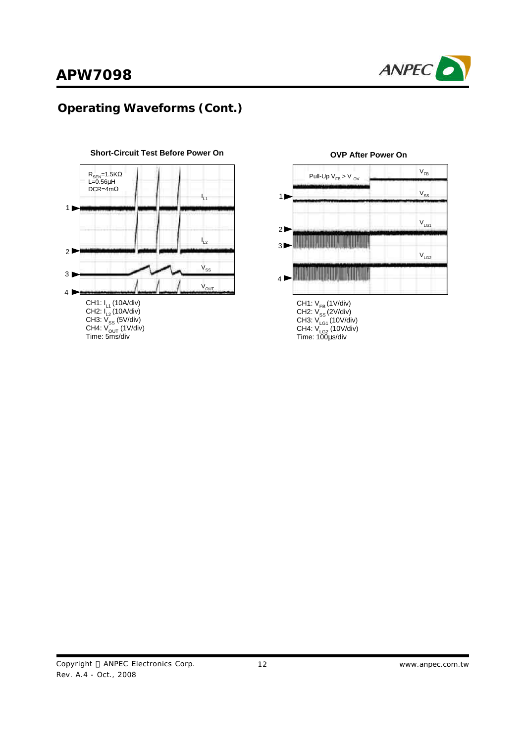## Operating Waveforms (Cont.)

**Short-Circuit Test Before Power On**

$R_{SEN}$=1.5KΩ
L=0.56μH
DCR=4mΩ

CH1: $I_{L1}$ (10A/div)
CH2: $I_{L2}$ (10A/div)
CH3: $V_{SS}$ (5V/div)
CH4: $V_{OUT}$ (1V/div)
Time: 5ms/div

**OVP After Power On**

Pull-Up $V_{FB} > V_{OV}$

CH1: $V_{FB}$ (1V/div)
CH2: $V_{SS}$ (2V/div)
CH3: $V_{LG1}$ (10V/div)
CH4: $V_{LG2}$ (10V/div)
Time: 100μs/div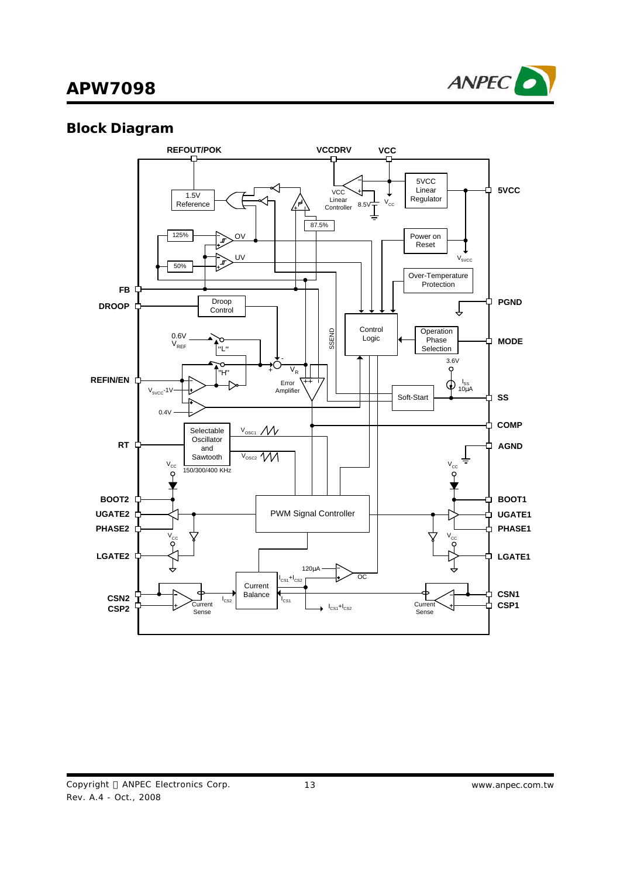## Block Diagram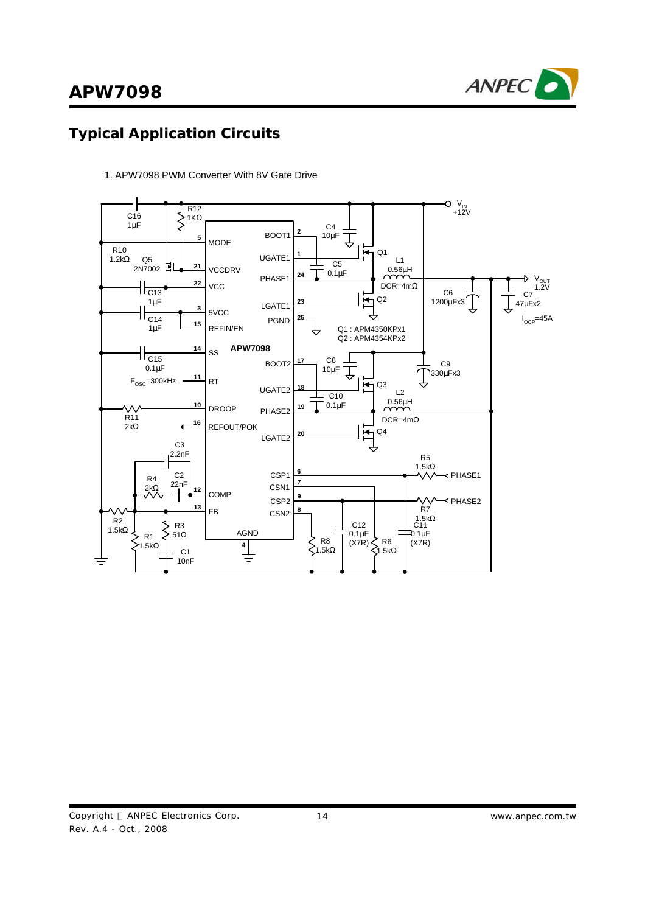## Typical Application Circuits

1. APW7098 PWM Converter With 8V Gate Drive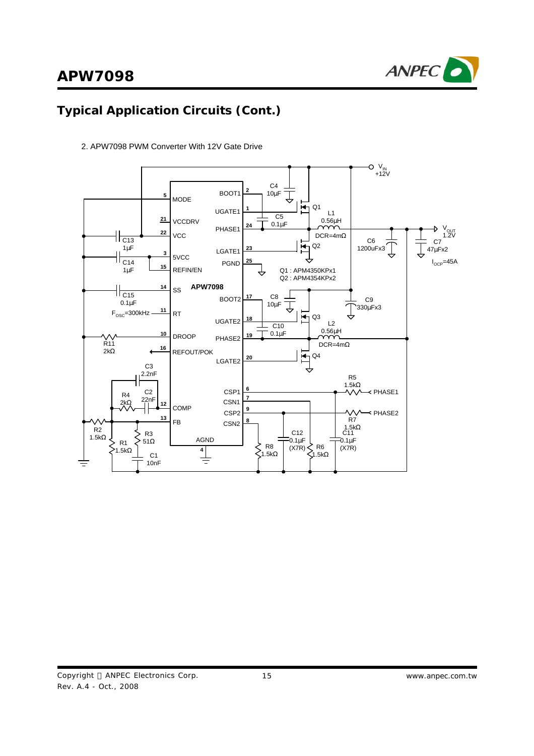## Typical Application Circuits (Cont.)

2. APW7098 PWM Converter With 12V Gate Drive

MODE 5, VCCDRV 21, VCC 22, 5VCC 3, REFIN/EN 15, SS 14, RT 11, DROOP 10, REFOUT/POK 16, COMP 12, FB 13, AGND 4

BOOT1 2, UGATE1 1, PHASE1 24, LGATE1 23, PGND 25, BOOT2 17, UGATE2 18, PHASE2 19, LGATE2 20, CSP1 6, CSN1 7, CSP2 9, CSN2 8

APW7098

$V_{IN}$ +12V

$V_{OUT}$ 1.2V

$I_{OCP}$=45A

C4 10µF, C5 0.1µF, C8 10µF, C10 0.1µF

L1 0.56µH DCR=4mΩ, L2 0.56µH DCR=4mΩ

C6 1200uFx3, C7 47µFx2, C9 330µFx3

Q1 : APM4350KPx1

Q2 : APM4354KPx2

C13 1µF, C14 1µF, C15 0.1µF

$F_{OSC}$=300kHz

R11 2kΩ

C3 2.2nF, R4 2kΩ, C2 22nF, R2 1.5kΩ, R1 1.5kΩ, R3 51Ω, C1 10nF

R5 1.5kΩ PHASE1, R7 1.5kΩ PHASE2

C12 0.1µF (X7R), C11 0.1µF (X7R)

R8 1.5kΩ, R6 1.5kΩ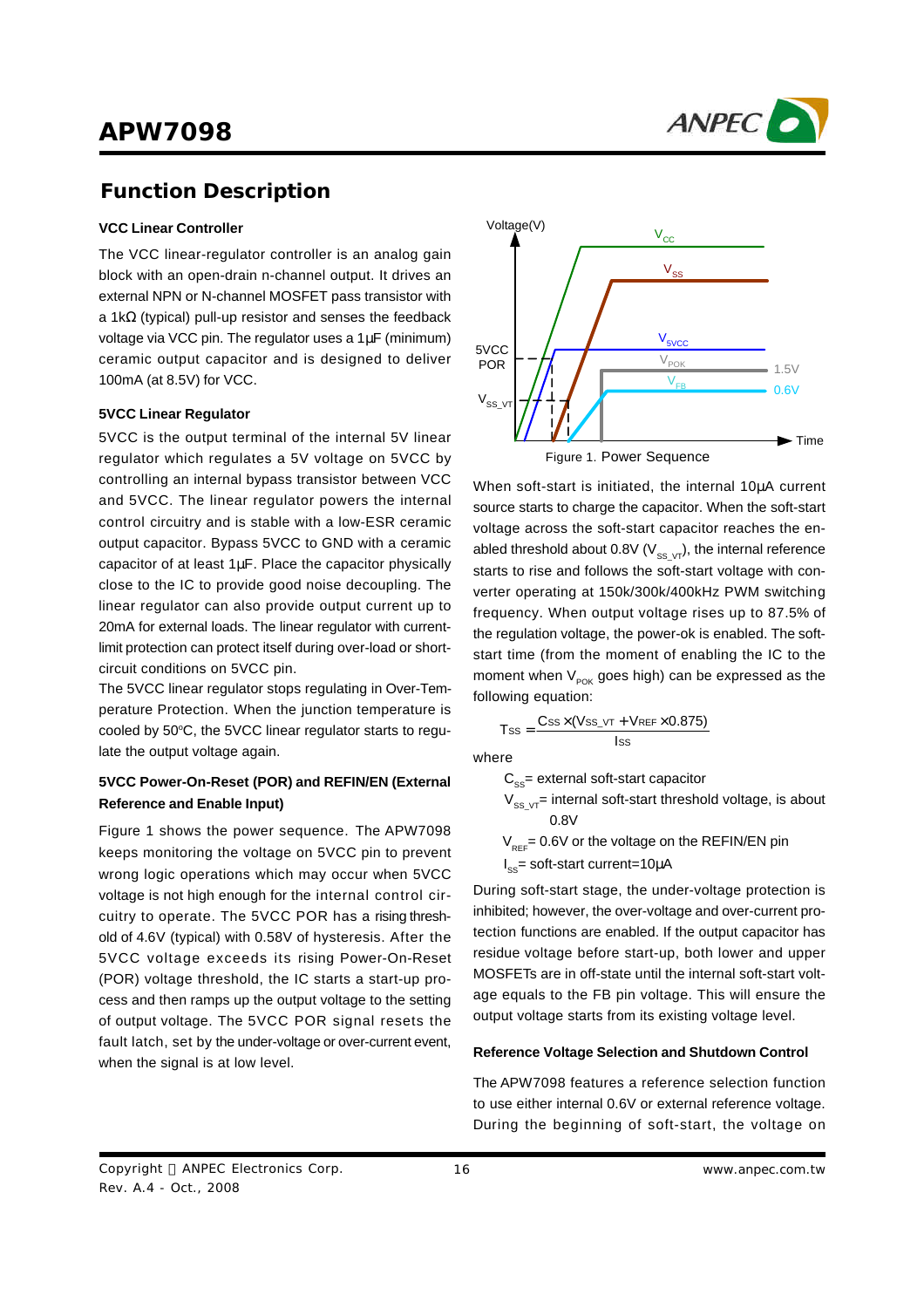## Function Description

### VCC Linear Controller

The VCC linear-regulator controller is an analog gain block with an open-drain n-channel output. It drives an external NPN or N-channel MOSFET pass transistor with a 1kΩ (typical) pull-up resistor and senses the feedback voltage via VCC pin. The regulator uses a 1µF (minimum) ceramic output capacitor and is designed to deliver 100mA (at 8.5V) for VCC.

### 5VCC Linear Regulator

5VCC is the output terminal of the internal 5V linear regulator which regulates a 5V voltage on 5VCC by controlling an internal bypass transistor between VCC and 5VCC. The linear regulator powers the internal control circuitry and is stable with a low-ESR ceramic output capacitor. Bypass 5VCC to GND with a ceramic capacitor of at least 1µF. Place the capacitor physically close to the IC to provide good noise decoupling. The linear regulator can also provide output current up to 20mA for external loads. The linear regulator with current-limit protection can protect itself during over-load or short-circuit conditions on 5VCC pin.

The 5VCC linear regulator stops regulating in Over-Temperature Protection. When the junction temperature is cooled by 50°C, the 5VCC linear regulator starts to regulate the output voltage again.

### 5VCC Power-On-Reset (POR) and REFIN/EN (External Reference and Enable Input)

Figure 1 shows the power sequence. The APW7098 keeps monitoring the voltage on 5VCC pin to prevent wrong logic operations which may occur when 5VCC voltage is not high enough for the internal control circuitry to operate. The 5VCC POR has a rising threshold of 4.6V (typical) with 0.58V of hysteresis. After the 5VCC voltage exceeds its rising Power-On-Reset (POR) voltage threshold, the IC starts a start-up process and then ramps up the output voltage to the setting of output voltage. The 5VCC POR signal resets the fault latch, set by the under-voltage or over-current event, when the signal is at low level.

Figure 1. Power Sequence

When soft-start is initiated, the internal 10µA current source starts to charge the capacitor. When the soft-start voltage across the soft-start capacitor reaches the enabled threshold about 0.8V ($V_{SS\_VT}$), the internal reference starts to rise and follows the soft-start voltage with converter operating at 150k/300k/400kHz PWM switching frequency. When output voltage rises up to 87.5% of the regulation voltage, the power-ok is enabled. The soft-start time (from the moment of enabling the IC to the moment when $V_{POK}$ goes high) can be expressed as the following equation:

$$T_{SS} = \frac{C_{SS} \times (V_{SS\_VT} + V_{REF} \times 0.875)}{I_{SS}}$$

where

$C_{SS}$= external soft-start capacitor

$V_{SS\_VT}$= internal soft-start threshold voltage, is about 0.8V

$V_{REF}$= 0.6V or the voltage on the REFIN/EN pin

$I_{SS}$= soft-start current=10µA

During soft-start stage, the under-voltage protection is inhibited; however, the over-voltage and over-current protection functions are enabled. If the output capacitor has residue voltage before start-up, both lower and upper MOSFETs are in off-state until the internal soft-start voltage equals to the FB pin voltage. This will ensure the output voltage starts from its existing voltage level.

### Reference Voltage Selection and Shutdown Control

The APW7098 features a reference selection function to use either internal 0.6V or external reference voltage. During the beginning of soft-start, the voltage on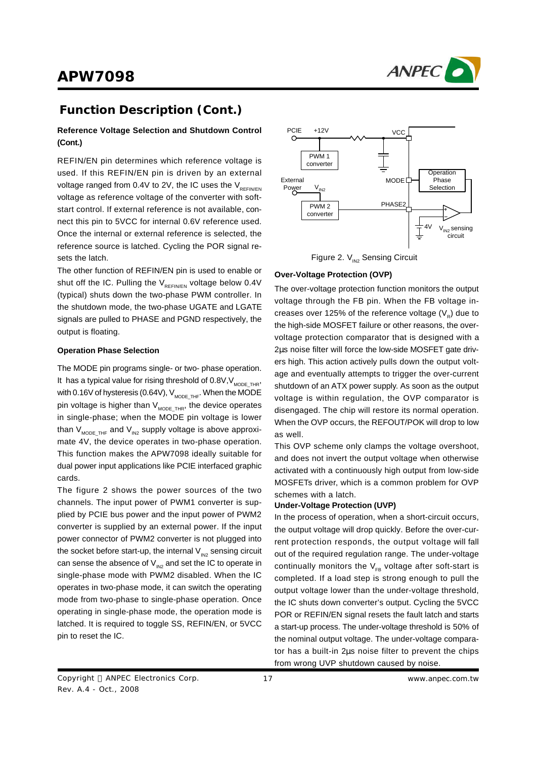## Function Description (Cont.)

### Reference Voltage Selection and Shutdown Control (Cont.)

REFIN/EN pin determines which reference voltage is used. If this REFIN/EN pin is driven by an external voltage ranged from 0.4V to 2V, the IC uses the $V_{REFIN/EN}$ voltage as reference voltage of the converter with soft-start control. If external reference is not available, connect this pin to 5VCC for internal 0.6V reference used. Once the internal or external reference is selected, the reference source is latched. Cycling the POR signal resets the latch.

The other function of REFIN/EN pin is used to enable or shut off the IC. Pulling the $V_{REFIN/EN}$ voltage below 0.4V (typical) shuts down the two-phase PWM controller. In the shutdown mode, the two-phase UGATE and LGATE signals are pulled to PHASE and PGND respectively, the output is floating.

### Operation Phase Selection

The MODE pin programs single- or two- phase operation. It has a typical value for rising threshold of 0.8V, $V_{MODE\_THR}$, with 0.16V of hysteresis (0.64V), $V_{MODE\_THF}$. When the MODE pin voltage is higher than $V_{MODE\_THR}$, the device operates in single-phase; when the MODE pin voltage is lower than $V_{MODE\_THF}$ and $V_{IN2}$ supply voltage is above approximate 4V, the device operates in two-phase operation. This function makes the APW7098 ideally suitable for dual power input applications like PCIE interfaced graphic cards.

The figure 2 shows the power sources of the two channels. The input power of PWM1 converter is supplied by PCIE bus power and the input power of PWM2 converter is supplied by an external power. If the input power connector of PWM2 converter is not plugged into the socket before start-up, the internal $V_{IN2}$ sensing circuit can sense the absence of $V_{IN2}$ and set the IC to operate in single-phase mode with PWM2 disabled. When the IC operates in two-phase mode, it can switch the operating mode from two-phase to single-phase operation. Once operating in single-phase mode, the operation mode is latched. It is required to toggle SS, REFIN/EN, or 5VCC pin to reset the IC.

Figure 2. $V_{IN2}$ Sensing Circuit

### Over-Voltage Protection (OVP)

The over-voltage protection function monitors the output voltage through the FB pin. When the FB voltage increases over 125% of the reference voltage ($V_R$) due to the high-side MOSFET failure or other reasons, the over-voltage protection comparator that is designed with a 2µs noise filter will force the low-side MOSFET gate drivers high. This action actively pulls down the output voltage and eventually attempts to trigger the over-current shutdown of an ATX power supply. As soon as the output voltage is within regulation, the OVP comparator is disengaged. The chip will restore its normal operation. When the OVP occurs, the REFOUT/POK will drop to low as well.

This OVP scheme only clamps the voltage overshoot, and does not invert the output voltage when otherwise activated with a continuously high output from low-side MOSFETs driver, which is a common problem for OVP schemes with a latch.

### Under-Voltage Protection (UVP)

In the process of operation, when a short-circuit occurs, the output voltage will drop quickly. Before the over-current protection responds, the output voltage will fall out of the required regulation range. The under-voltage continually monitors the $V_{FB}$ voltage after soft-start is completed. If a load step is strong enough to pull the output voltage lower than the under-voltage threshold, the IC shuts down converter's output. Cycling the 5VCC POR or REFIN/EN signal resets the fault latch and starts a start-up process. The under-voltage threshold is 50% of the nominal output voltage. The under-voltage comparator has a built-in 2µs noise filter to prevent the chips from wrong UVP shutdown caused by noise.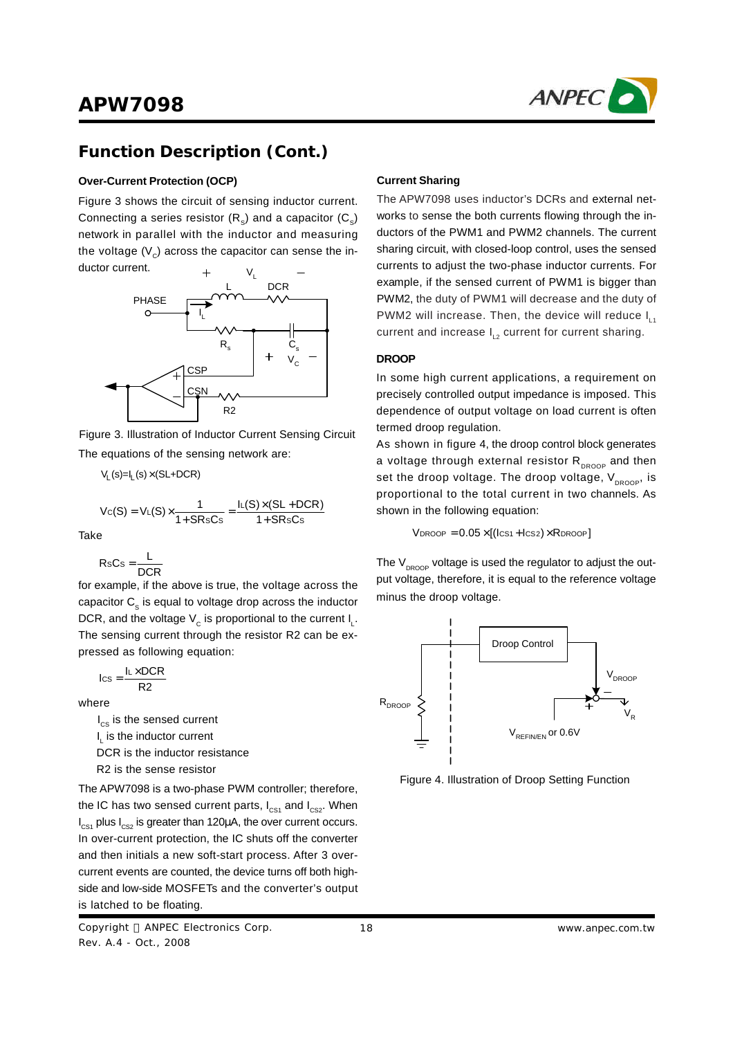## Function Description (Cont.)

### Over-Current Protection (OCP)

Figure 3 shows the circuit of sensing inductor current. Connecting a series resistor ($R_S$) and a capacitor ($C_S$) network in parallel with the inductor and measuring the voltage ($V_C$) across the capacitor can sense the inductor current.

Figure 3. Illustration of Inductor Current Sensing Circuit

The equations of the sensing network are:

$$V_L(s) = I_L(s) \times (SL + DCR)$$

$$V_C(S) = V_L(S) \times \frac{1}{1 + SR_SC_S} = \frac{I_L(S) \times (SL + DCR)}{1 + SR_SC_S}$$

Take

$$R_SC_S = \frac{L}{DCR}$$

for example, if the above is true, the voltage across the capacitor $C_S$ is equal to voltage drop across the inductor DCR, and the voltage $V_C$ is proportional to the current $I_L$. The sensing current through the resistor R2 can be expressed as following equation:

$$I_{CS} = \frac{I_L \times DCR}{R2}$$

where

$I_{CS}$ is the sensed current
$I_L$ is the inductor current
DCR is the inductor resistance
R2 is the sense resistor

The APW7098 is a two-phase PWM controller; therefore, the IC has two sensed current parts, $I_{CS1}$ and $I_{CS2}$. When $I_{CS1}$ plus $I_{CS2}$ is greater than 120μA, the over current occurs. In over-current protection, the IC shuts off the converter and then initials a new soft-start process. After 3 over-current events are counted, the device turns off both high-side and low-side MOSFETs and the converter's output is latched to be floating.

### Current Sharing

The APW7098 uses inductor's DCRs and external networks to sense the both currents flowing through the inductors of the PWM1 and PWM2 channels. The current sharing circuit, with closed-loop control, uses the sensed currents to adjust the two-phase inductor currents. For example, if the sensed current of PWM1 is bigger than PWM2, the duty of PWM1 will decrease and the duty of PWM2 will increase. Then, the device will reduce $I_{L1}$ current and increase $I_{L2}$ current for current sharing.

### DROOP

In some high current applications, a requirement on precisely controlled output impedance is imposed. This dependence of output voltage on load current is often termed droop regulation.

As shown in figure 4, the droop control block generates a voltage through external resistor $R_{DROOP}$ and then set the droop voltage. The droop voltage, $V_{DROOP}$, is proportional to the total current in two channels. As shown in the following equation:

$$V_{DROOP} = 0.05 \times [(I_{CS1} + I_{CS2}) \times R_{DROOP}]$$

The $V_{DROOP}$ voltage is used the regulator to adjust the output voltage, therefore, it is equal to the reference voltage minus the droop voltage.

Figure 4. Illustration of Droop Setting Function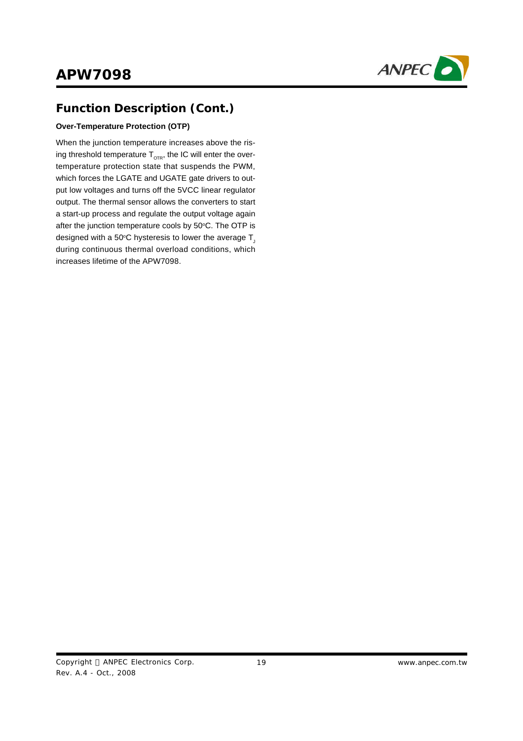## Function Description (Cont.)

### Over-Temperature Protection (OTP)

When the junction temperature increases above the rising threshold temperature $T_{OTR}$, the IC will enter the over-temperature protection state that suspends the PWM, which forces the LGATE and UGATE gate drivers to output low voltages and turns off the 5VCC linear regulator output. The thermal sensor allows the converters to start a start-up process and regulate the output voltage again after the junction temperature cools by 50°C. The OTP is designed with a 50°C hysteresis to lower the average $T_J$ during continuous thermal overload conditions, which increases lifetime of the APW7098.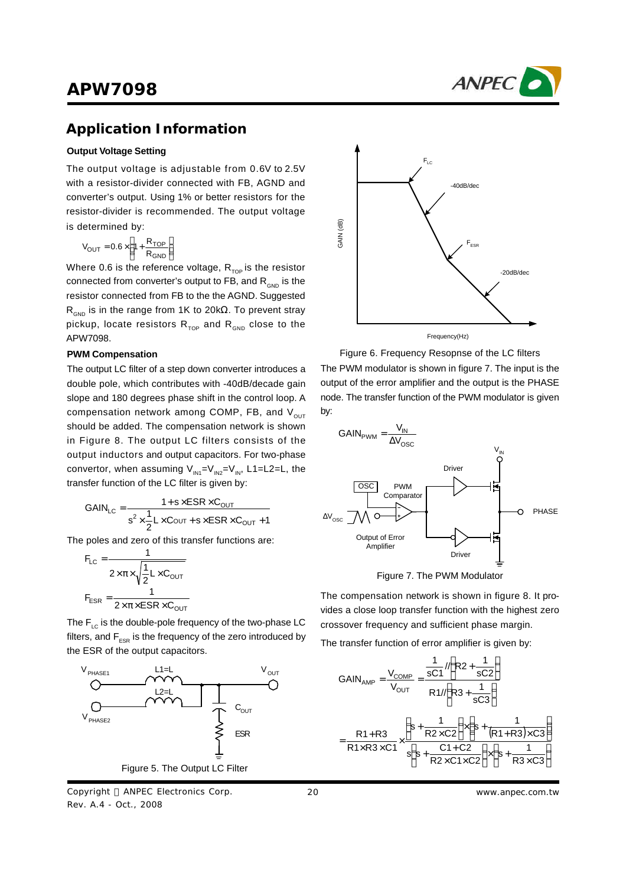## Application Information

**Output Voltage Setting**

The output voltage is adjustable from 0.6V to 2.5V with a resistor-divider connected with FB, AGND and converter's output. Using 1% or better resistors for the resistor-divider is recommended. The output voltage is determined by:

$$V_{OUT} = 0.6 \times \left(1 + \frac{R_{TOP}}{R_{GND}}\right)$$

Where 0.6 is the reference voltage, $R_{TOP}$ is the resistor connected from converter's output to FB, and $R_{GND}$ is the resistor connected from FB to the the AGND. Suggested $R_{GND}$ is in the range from 1K to 20kΩ. To prevent stray pickup, locate resistors $R_{TOP}$ and $R_{GND}$ close to the APW7098.

**PWM Compensation**

The output LC filter of a step down converter introduces a double pole, which contributes with -40dB/decade gain slope and 180 degrees phase shift in the control loop. A compensation network among COMP, FB, and $V_{OUT}$ should be added. The compensation network is shown in Figure 8. The output LC filters consists of the output inductors and output capacitors. For two-phase convertor, when assuming $V_{IN1}=V_{IN2}=V_{IN}$, L1=L2=L, the transfer function of the LC filter is given by:

$$GAIN_{LC} = \frac{1 + s \times ESR \times C_{OUT}}{s^2 \times \frac{1}{2} L \times C_{OUT} + s \times ESR \times C_{OUT} + 1}$$

The poles and zero of this transfer functions are:

$$F_{LC} = \frac{1}{2 \times \pi \times \sqrt{\frac{1}{2} L \times C_{OUT}}}$$

$$F_{ESR} = \frac{1}{2 \times \pi \times ESR \times C_{OUT}}$$

The $F_{LC}$ is the double-pole frequency of the two-phase LC filters, and $F_{ESR}$ is the frequency of the zero introduced by the ESR of the output capacitors.

Figure 5. The Output LC Filter

Figure 6. Frequency Resopnse of the LC filters

The PWM modulator is shown in figure 7. The input is the output of the error amplifier and the output is the PHASE node. The transfer function of the PWM modulator is given by:

$$GAIN_{PWM} = \frac{V_{IN}}{\Delta V_{OSC}}$$

Figure 7. The PWM Modulator

The compensation network is shown in figure 8. It provides a close loop transfer function with the highest zero crossover frequency and sufficient phase margin.

The transfer function of error amplifier is given by:

$$GAIN_{AMP} = \frac{V_{COMP}}{V_{OUT}} = \frac{\frac{1}{sC1} // \left(R2 + \frac{1}{sC2}\right)}{R1 // \left(R3 + \frac{1}{sC3}\right)}$$

$$= \frac{R1 + R3}{R1 \times R3 \times C1} \times \frac{\left(s + \frac{1}{R2 \times C2}\right) \times \left(s + \frac{1}{(R1 + R3) \times C3}\right)}{s\left(s + \frac{C1 + C2}{R2 \times C1 \times C2}\right) \times \left(s + \frac{1}{R3 \times C3}\right)}$$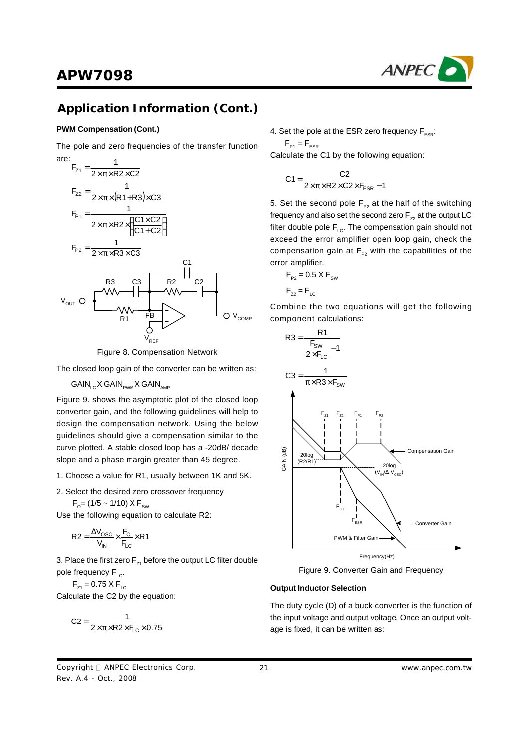## Application Information (Cont.)

### PWM Compensation (Cont.)

The pole and zero frequencies of the transfer function are:

$$F_{Z1} = \frac{1}{2 \times \pi \times R2 \times C2}$$

$$F_{Z2} = \frac{1}{2 \times \pi \times (R1 + R3) \times C3}$$

$$F_{P1} = \frac{1}{2 \times \pi \times R2 \times \left(\frac{C1 \times C2}{C1 + C2}\right)}$$

$$F_{P2} = \frac{1}{2 \times \pi \times R3 \times C3}$$

Figure 8. Compensation Network

The closed loop gain of the converter can be written as:

$GAIN_{LC}$ X $GAIN_{PWM}$ X $GAIN_{AMP}$

Figure 9. shows the asymptotic plot of the closed loop converter gain, and the following guidelines will help to design the compensation network. Using the below guidelines should give a compensation similar to the curve plotted. A stable closed loop has a -20dB/ decade slope and a phase margin greater than 45 degree.

1. Choose a value for R1, usually between 1K and 5K.

2. Select the desired zero crossover frequency

$F_O$= (1/5 ~ 1/10) X $F_{SW}$

Use the following equation to calculate R2:

$$R2 = \frac{\Delta V_{OSC}}{V_{IN}} \times \frac{F_O}{F_{LC}} \times R1$$

3. Place the first zero $F_{Z1}$ before the output LC filter double pole frequency $F_{LC}$.

$F_{Z1}$ = 0.75 X $F_{LC}$

Calculate the C2 by the equation:

$$C2 = \frac{1}{2 \times \pi \times R2 \times F_{LC} \times 0.75}$$

4. Set the pole at the ESR zero frequency $F_{ESR}$:

$F_{P1}$ = $F_{ESR}$

Calculate the C1 by the following equation:

$$C1 = \frac{C2}{2 \times \pi \times R2 \times C2 \times F_{ESR} - 1}$$

5. Set the second pole $F_{P2}$ at the half of the switching frequency and also set the second zero $F_{Z2}$ at the output LC filter double pole $F_{LC}$. The compensation gain should not exceed the error amplifier open loop gain, check the compensation gain at $F_{P2}$ with the capabilities of the error amplifier.

$F_{P2}$ = 0.5 X $F_{SW}$

$F_{Z2}$ = $F_{LC}$

Combine the two equations will get the following component calculations:

$$R3 = \frac{R1}{\frac{F_{SW}}{2 \times F_{LC}} - 1}$$

$$C3 = \frac{1}{\pi \times R3 \times F_{SW}}$$

Figure 9. Converter Gain and Frequency

### Output Inductor Selection

The duty cycle (D) of a buck converter is the function of the input voltage and output voltage. Once an output voltage is fixed, it can be written as: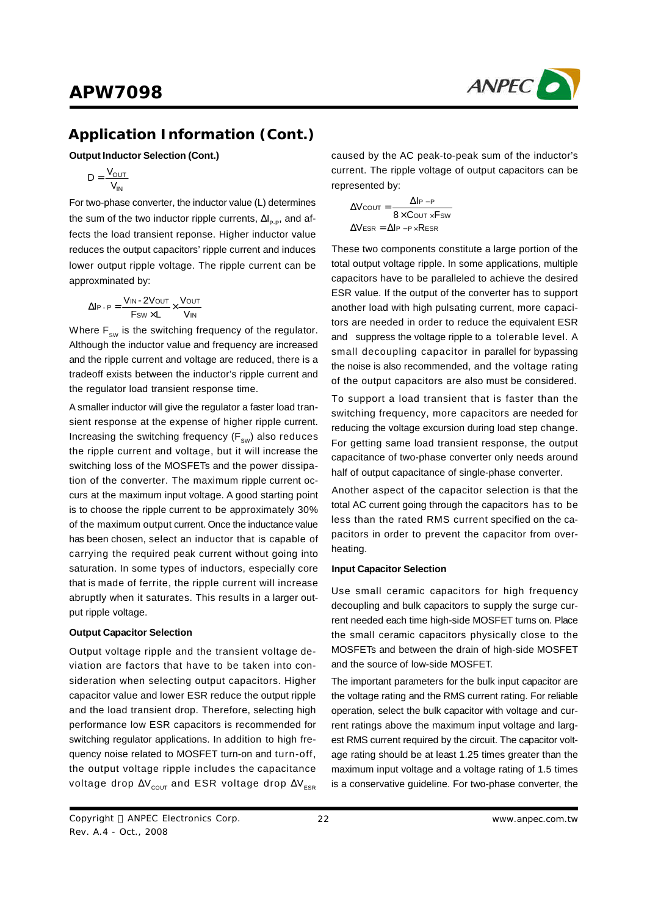## Application Information (Cont.)

**Output Inductor Selection (Cont.)**

$$D = \frac{V_{OUT}}{V_{IN}}$$

For two-phase converter, the inductor value (L) determines the sum of the two inductor ripple currents, $\Delta I_{P-P}$, and affects the load transient reponse. Higher inductor value reduces the output capacitors' ripple current and induces lower output ripple voltage. The ripple current can be approximated by:

$$\Delta I_{P-P} = \frac{V_{IN} - 2V_{OUT}}{F_{SW} \times L} \times \frac{V_{OUT}}{V_{IN}}$$

Where $F_{SW}$ is the switching frequency of the regulator. Although the inductor value and frequency are increased and the ripple current and voltage are reduced, there is a tradeoff exists between the inductor's ripple current and the regulator load transient response time.

A smaller inductor will give the regulator a faster load transient response at the expense of higher ripple current. Increasing the switching frequency ($F_{SW}$) also reduces the ripple current and voltage, but it will increase the switching loss of the MOSFETs and the power dissipation of the converter. The maximum ripple current occurs at the maximum input voltage. A good starting point is to choose the ripple current to be approximately 30% of the maximum output current. Once the inductance value has been chosen, select an inductor that is capable of carrying the required peak current without going into saturation. In some types of inductors, especially core that is made of ferrite, the ripple current will increase abruptly when it saturates. This results in a larger output ripple voltage.

**Output Capacitor Selection**

Output voltage ripple and the transient voltage deviation are factors that have to be taken into consideration when selecting output capacitors. Higher capacitor value and lower ESR reduce the output ripple and the load transient drop. Therefore, selecting high performance low ESR capacitors is recommended for switching regulator applications. In addition to high frequency noise related to MOSFET turn-on and turn-off, the output voltage ripple includes the capacitance voltage drop $\Delta V_{COUT}$ and ESR voltage drop $\Delta V_{ESR}$ caused by the AC peak-to-peak sum of the inductor's current. The ripple voltage of output capacitors can be represented by:

$$\Delta V_{COUT} = \frac{\Delta I_{P-P}}{8 \times C_{OUT} \times F_{SW}}$$

$$\Delta V_{ESR} = \Delta I_{P-P} \times R_{ESR}$$

These two components constitute a large portion of the total output voltage ripple. In some applications, multiple capacitors have to be paralleled to achieve the desired ESR value. If the output of the converter has to support another load with high pulsating current, more capacitors are needed in order to reduce the equivalent ESR and suppress the voltage ripple to a tolerable level. A small decoupling capacitor in parallel for bypassing the noise is also recommended, and the voltage rating of the output capacitors are also must be considered.

To support a load transient that is faster than the switching frequency, more capacitors are needed for reducing the voltage excursion during load step change. For getting same load transient response, the output capacitance of two-phase converter only needs around half of output capacitance of single-phase converter.

Another aspect of the capacitor selection is that the total AC current going through the capacitors has to be less than the rated RMS current specified on the capacitors in order to prevent the capacitor from overheating.

**Input Capacitor Selection**

Use small ceramic capacitors for high frequency decoupling and bulk capacitors to supply the surge current needed each time high-side MOSFET turns on. Place the small ceramic capacitors physically close to the MOSFETs and between the drain of high-side MOSFET and the source of low-side MOSFET.

The important parameters for the bulk input capacitor are the voltage rating and the RMS current rating. For reliable operation, select the bulk capacitor with voltage and current ratings above the maximum input voltage and largest RMS current required by the circuit. The capacitor voltage rating should be at least 1.25 times greater than the maximum input voltage and a voltage rating of 1.5 times is a conservative guideline. For two-phase converter, the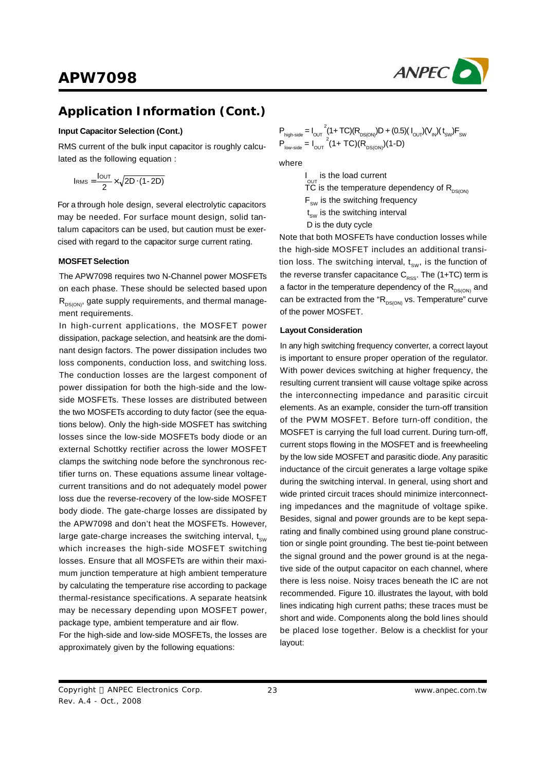## Application Information (Cont.)

### Input Capacitor Selection (Cont.)

RMS current of the bulk input capacitor is roughly calculated as the following equation :

$$I_{RMS} = \frac{I_{OUT}}{2} \times \sqrt{2D \cdot (1 - 2D)}$$

For a through hole design, several electrolytic capacitors may be needed. For surface mount design, solid tantalum capacitors can be used, but caution must be exercised with regard to the capacitor surge current rating.

### MOSFET Selection

The APW7098 requires two N-Channel power MOSFETs on each phase. These should be selected based upon $R_{DS(ON)}$, gate supply requirements, and thermal management requirements.

In high-current applications, the MOSFET power dissipation, package selection, and heatsink are the dominant design factors. The power dissipation includes two loss components, conduction loss, and switching loss. The conduction losses are the largest component of power dissipation for both the high-side and the low-side MOSFETs. These losses are distributed between the two MOSFETs according to duty factor (see the equations below). Only the high-side MOSFET has switching losses since the low-side MOSFETs body diode or an external Schottky rectifier across the lower MOSFET clamps the switching node before the synchronous rectifier turns on. These equations assume linear voltage-current transitions and do not adequately model power loss due the reverse-recovery of the low-side MOSFET body diode. The gate-charge losses are dissipated by the APW7098 and don't heat the MOSFETs. However, large gate-charge increases the switching interval, $t_{SW}$ which increases the high-side MOSFET switching losses. Ensure that all MOSFETs are within their maximum junction temperature at high ambient temperature by calculating the temperature rise according to package thermal-resistance specifications. A separate heatsink may be necessary depending upon MOSFET power, package type, ambient temperature and air flow.

For the high-side and low-side MOSFETs, the losses are approximately given by the following equations:

$$P_{high\text{-}side} = I_{OUT}^{2}(1+TC)(R_{DS(ON)})D + (0.5)(I_{OUT})(V_{IN})(t_{SW})F_{SW}$$

$$P_{low\text{-}side} = I_{OUT}^{2}(1+TC)(R_{DS(ON)})(1-D)$$

where

- $I_{OUT}$ is the load current
- TC is the temperature dependency of $R_{DS(ON)}$
- $F_{SW}$ is the switching frequency
- $t_{SW}$ is the switching interval
- D is the duty cycle

Note that both MOSFETs have conduction losses while the high-side MOSFET includes an additional transition loss. The switching interval, $t_{SW}$, is the function of the reverse transfer capacitance $C_{RSS}$. The (1+TC) term is a factor in the temperature dependency of the $R_{DS(ON)}$ and can be extracted from the "$R_{DS(ON)}$ vs. Temperature" curve of the power MOSFET.

### Layout Consideration

In any high switching frequency converter, a correct layout is important to ensure proper operation of the regulator. With power devices switching at higher frequency, the resulting current transient will cause voltage spike across the interconnecting impedance and parasitic circuit elements. As an example, consider the turn-off transition of the PWM MOSFET. Before turn-off condition, the MOSFET is carrying the full load current. During turn-off, current stops flowing in the MOSFET and is freewheeling by the low side MOSFET and parasitic diode. Any parasitic inductance of the circuit generates a large voltage spike during the switching interval. In general, using short and wide printed circuit traces should minimize interconnecting impedances and the magnitude of voltage spike. Besides, signal and power grounds are to be kept separating and finally combined using ground plane construction or single point grounding. The best tie-point between the signal ground and the power ground is at the negative side of the output capacitor on each channel, where there is less noise. Noisy traces beneath the IC are not recommended. Figure 10. illustrates the layout, with bold lines indicating high current paths; these traces must be short and wide. Components along the bold lines should be placed lose together. Below is a checklist for your layout: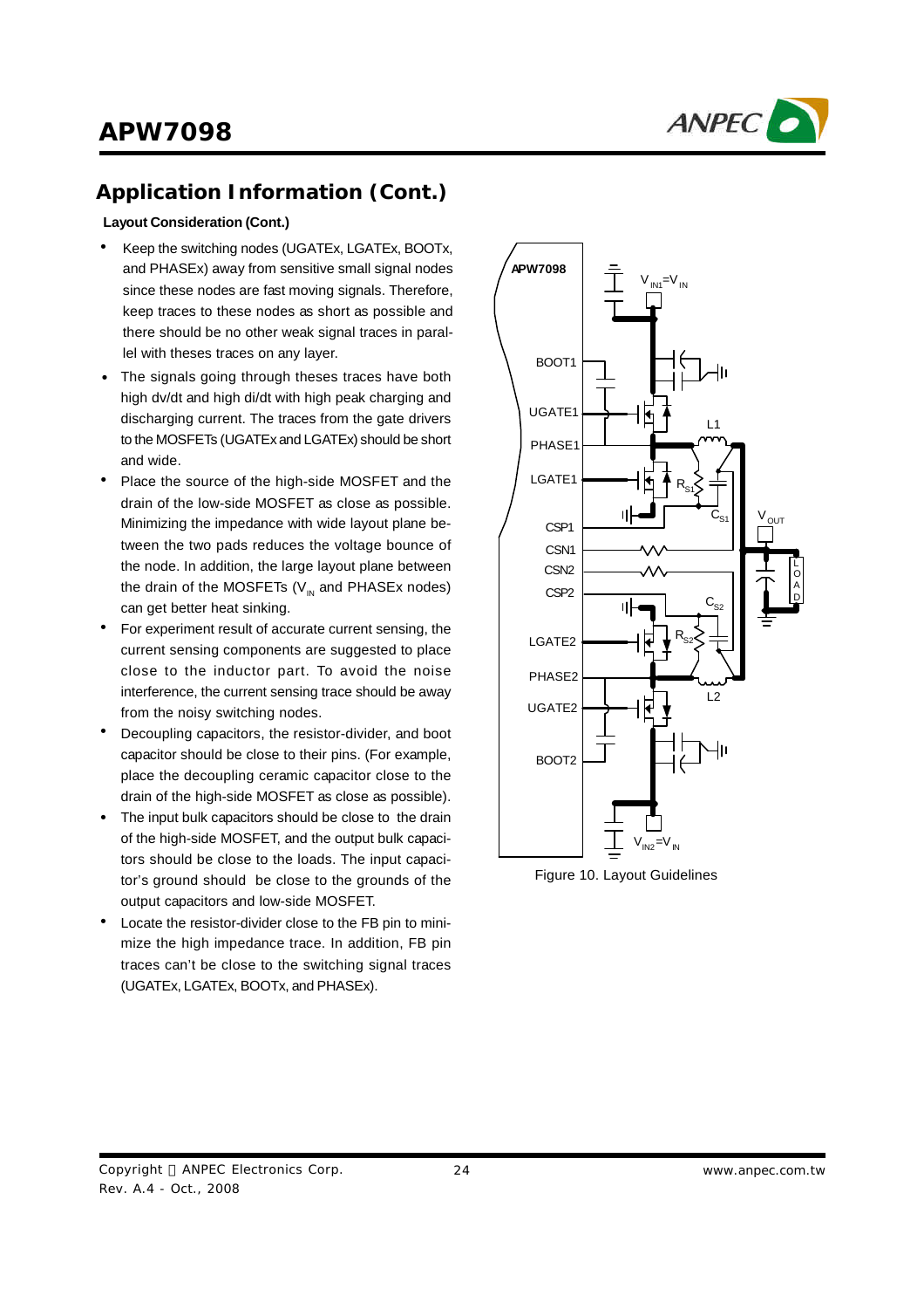## Application Information (Cont.)

### Layout Consideration (Cont.)

- Keep the switching nodes (UGATEx, LGATEx, BOOTx, and PHASEx) away from sensitive small signal nodes since these nodes are fast moving signals. Therefore, keep traces to these nodes as short as possible and there should be no other weak signal traces in parallel with theses traces on any layer.
- The signals going through theses traces have both high dv/dt and high di/dt with high peak charging and discharging current. The traces from the gate drivers to the MOSFETs (UGATEx and LGATEx) should be short and wide.
- Place the source of the high-side MOSFET and the drain of the low-side MOSFET as close as possible. Minimizing the impedance with wide layout plane between the two pads reduces the voltage bounce of the node. In addition, the large layout plane between the drain of the MOSFETs ($V_{IN}$ and PHASEx nodes) can get better heat sinking.
- For experiment result of accurate current sensing, the current sensing components are suggested to place close to the inductor part. To avoid the noise interference, the current sensing trace should be away from the noisy switching nodes.
- Decoupling capacitors, the resistor-divider, and boot capacitor should be close to their pins. (For example, place the decoupling ceramic capacitor close to the drain of the high-side MOSFET as close as possible).
- The input bulk capacitors should be close to the drain of the high-side MOSFET, and the output bulk capacitors should be close to the loads. The input capacitor's ground should be close to the grounds of the output capacitors and low-side MOSFET.
- Locate the resistor-divider close to the FB pin to minimize the high impedance trace. In addition, FB pin traces can't be close to the switching signal traces (UGATEx, LGATEx, BOOTx, and PHASEx).

Figure 10. Layout Guidelines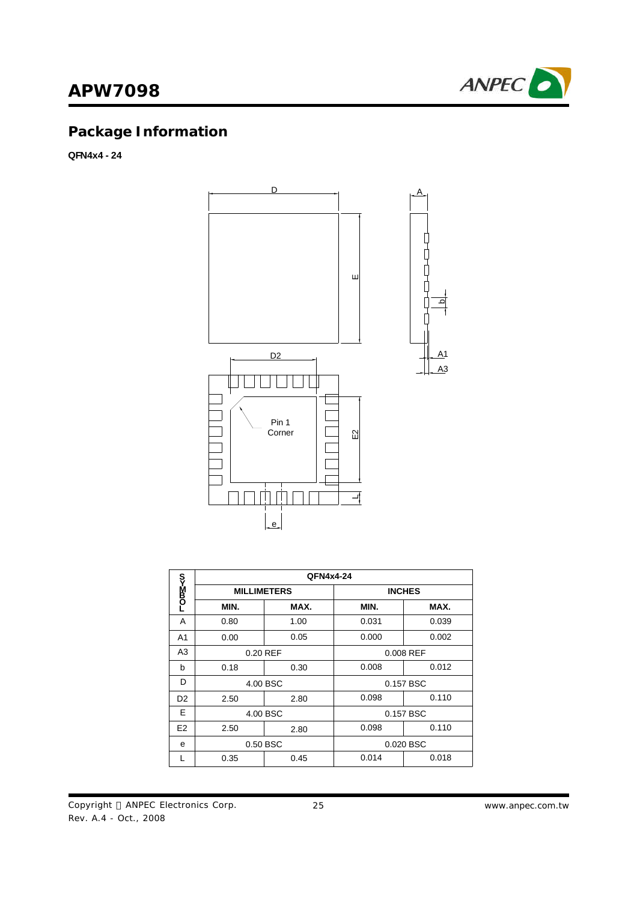## Package Information

**QFN4x4 - 24**

| SYMBOL | QFN4x4-24 | | | |
|---|---|---|---|---|
| | MILLIMETERS | | INCHES | |
| | MIN. | MAX. | MIN. | MAX. |
| A | 0.80 | 1.00 | 0.031 | 0.039 |
| A1 | 0.00 | 0.05 | 0.000 | 0.002 |
| A3 | 0.20 REF | | 0.008 REF | |
| b | 0.18 | 0.30 | 0.008 | 0.012 |
| D | 4.00 BSC | | 0.157 BSC | |
| D2 | 2.50 | 2.80 | 0.098 | 0.110 |
| E | 4.00 BSC | | 0.157 BSC | |
| E2 | 2.50 | 2.80 | 0.098 | 0.110 |
| e | 0.50 BSC | | 0.020 BSC | |
| L | 0.35 | 0.45 | 0.014 | 0.018 |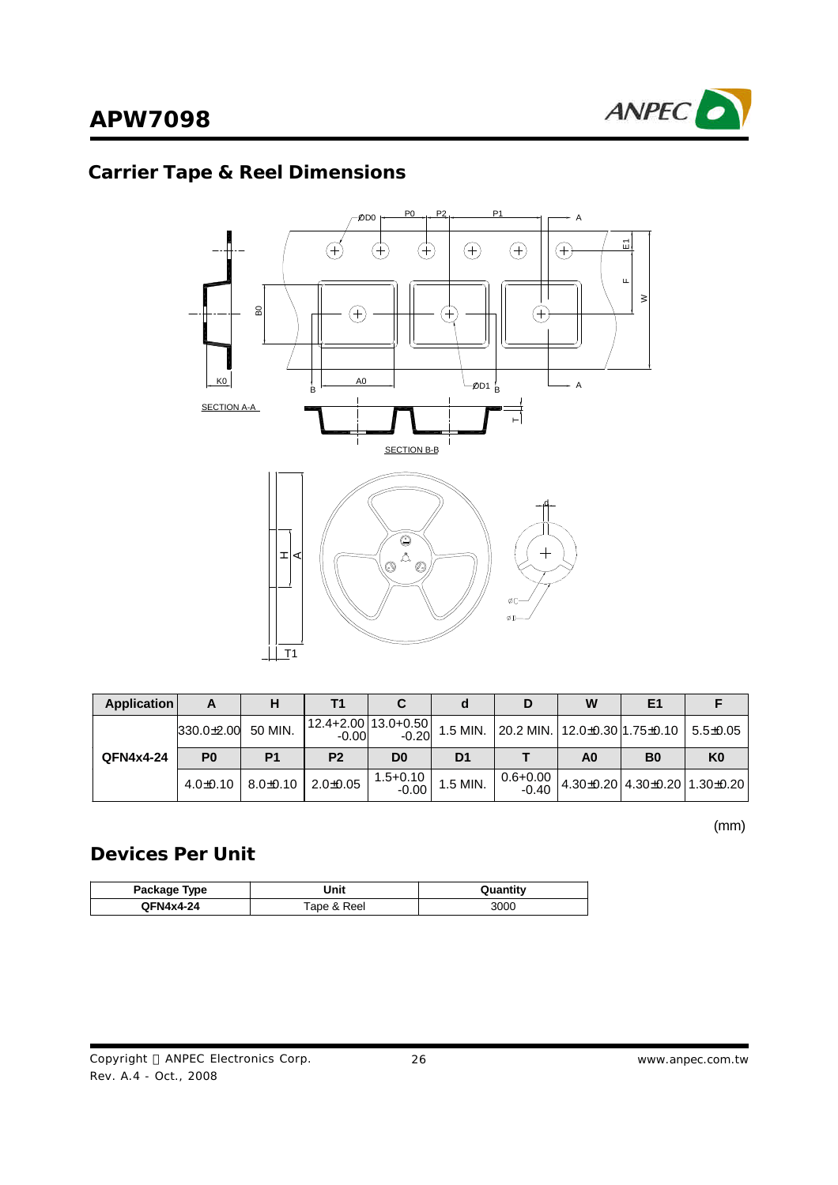## Carrier Tape & Reel Dimensions

| Application | A | H | T1 | C | d | D | W | E1 | F |
|---|---|---|---|---|---|---|---|---|---|
| QFN4x4-24 | 330.0±2.00 | 50 MIN. | 12.4+2.00 -0.00 | 13.0+0.50 -0.20 | 1.5 MIN. | 20.2 MIN. | 12.0±0.30 | 1.75±0.10 | 5.5±0.05 |
| | P0 | P1 | P2 | D0 | D1 | T | A0 | B0 | K0 |
| | 4.0±0.10 | 8.0±0.10 | 2.0±0.05 | 1.5+0.10 -0.00 | 1.5 MIN. | 0.6+0.00 -0.40 | 4.30±0.20 | 4.30±0.20 | 1.30±0.20 |

(mm)

## Devices Per Unit

| Package Type | Unit | Quantity |
|---|---|---|
| QFN4x4-24 | Tape & Reel | 3000 |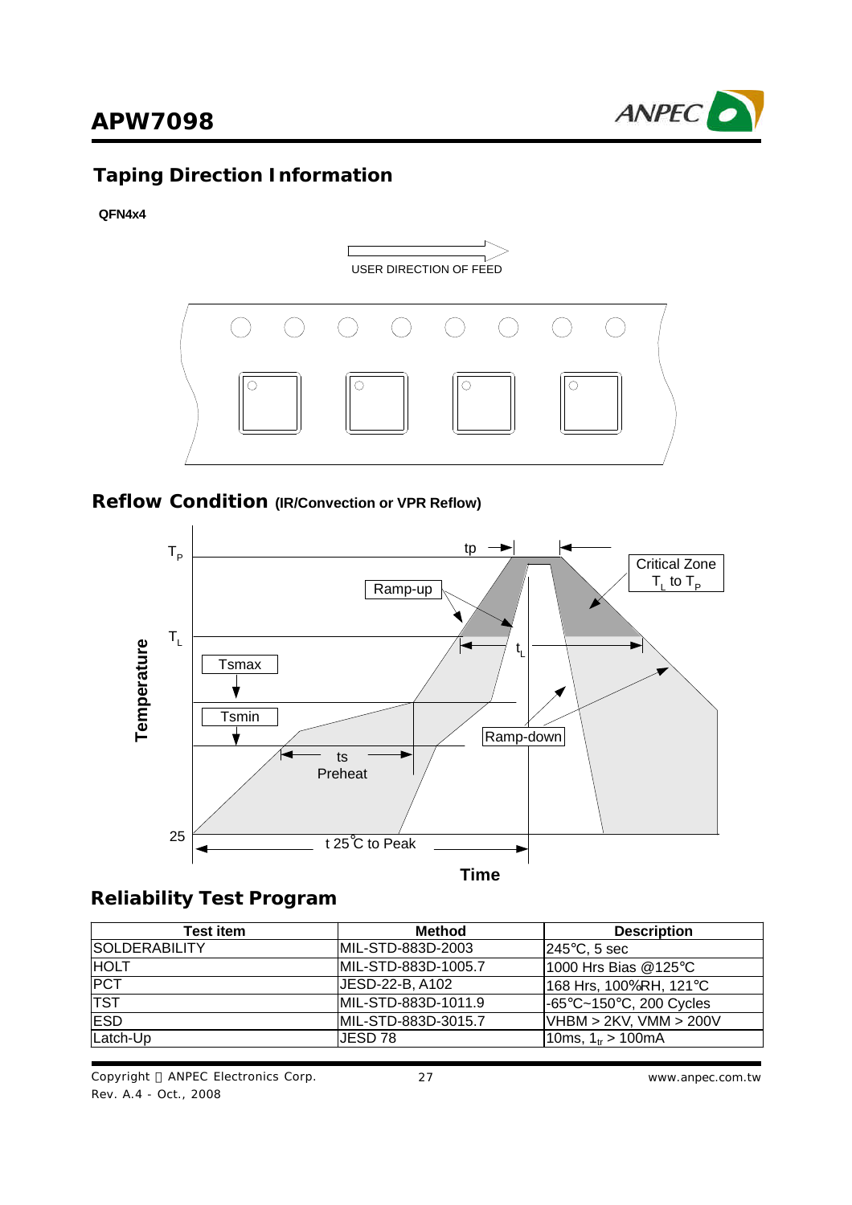## Taping Direction Information

**QFN4x4**

USER DIRECTION OF FEED

## Reflow Condition (IR/Convection or VPR Reflow)

## Reliability Test Program

| Test item | Method | Description |
|---|---|---|
| SOLDERABILITY | MIL-STD-883D-2003 | 245°C, 5 sec |
| HOLT | MIL-STD-883D-1005.7 | 1000 Hrs Bias @125°C |
| PCT | JESD-22-B, A102 | 168 Hrs, 100%RH, 121°C |
| TST | MIL-STD-883D-1011.9 | -65°C~150°C, 200 Cycles |
| ESD | MIL-STD-883D-3015.7 | VHBM > 2KV, VMM > 200V |
| Latch-Up | JESD 78 | 10ms, $1_{tr}$ > 100mA |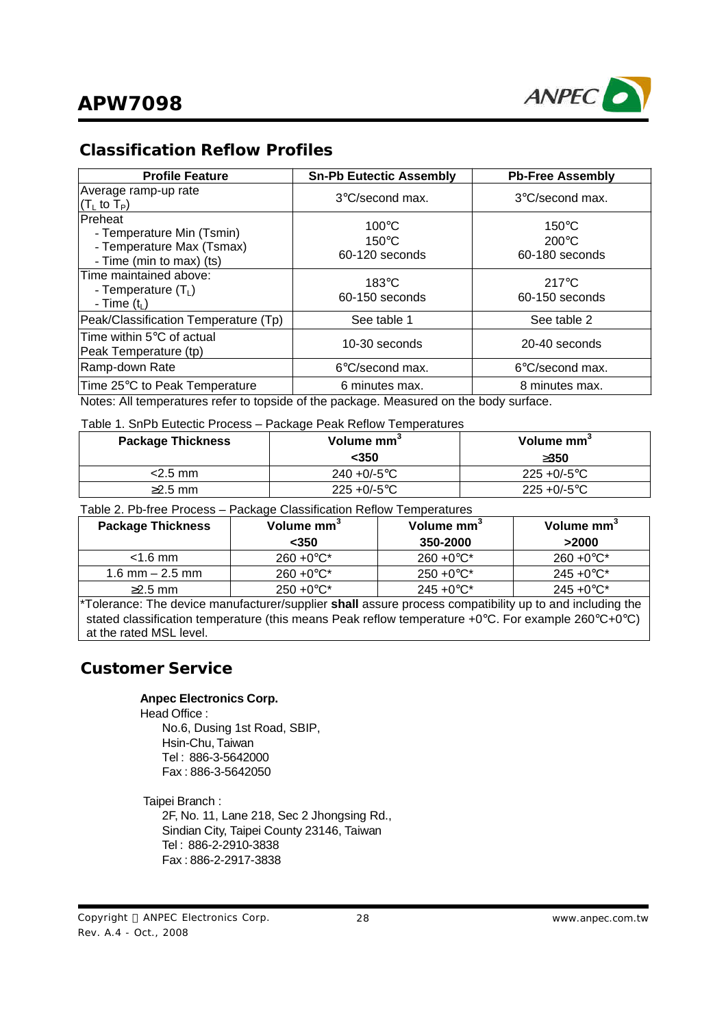## Classification Reflow Profiles

| Profile Feature | Sn-Pb Eutectic Assembly | Pb-Free Assembly |
|---|---|---|
| Average ramp-up rate ($T_L$ to $T_P$) | 3°C/second max. | 3°C/second max. |
| Preheat<br>- Temperature Min (Tsmin)<br>- Temperature Max (Tsmax)<br>- Time (min to max) (ts) | 100°C<br>150°C<br>60-120 seconds | 150°C<br>200°C<br>60-180 seconds |
| Time maintained above:<br>- Temperature ($T_L$)<br>- Time ($t_L$) | 183°C<br>60-150 seconds | 217°C<br>60-150 seconds |
| Peak/Classification Temperature (Tp) | See table 1 | See table 2 |
| Time within 5°C of actual Peak Temperature (tp) | 10-30 seconds | 20-40 seconds |
| Ramp-down Rate | 6°C/second max. | 6°C/second max. |
| Time 25°C to Peak Temperature | 6 minutes max. | 8 minutes max. |

Notes: All temperatures refer to topside of the package. Measured on the body surface.

Table 1. SnPb Eutectic Process – Package Peak Reflow Temperatures

| Package Thickness | Volume mm$^3$ <350 | Volume mm$^3$ ≥350 |
|---|---|---|
| <2.5 mm | 240 +0/-5°C | 225 +0/-5°C |
| ≥2.5 mm | 225 +0/-5°C | 225 +0/-5°C |

Table 2. Pb-free Process – Package Classification Reflow Temperatures

| Package Thickness | Volume mm$^3$ <350 | Volume mm$^3$ 350-2000 | Volume mm$^3$ >2000 |
|---|---|---|---|
| <1.6 mm | 260 +0°C* | 260 +0°C* | 260 +0°C* |
| 1.6 mm – 2.5 mm | 260 +0°C* | 250 +0°C* | 245 +0°C* |
| ≥2.5 mm | 250 +0°C* | 245 +0°C* | 245 +0°C* |

*Tolerance: The device manufacturer/supplier **shall** assure process compatibility up to and including the stated classification temperature (this means Peak reflow temperature +0°C. For example 260°C+0°C) at the rated MSL level.

## Customer Service

**Anpec Electronics Corp.**

Head Office :

No.6, Dusing 1st Road, SBIP,
Hsin-Chu, Taiwan
Tel : 886-3-5642000
Fax : 886-3-5642050

Taipei Branch :

2F, No. 11, Lane 218, Sec 2 Jhongsing Rd.,
Sindian City, Taipei County 23146, Taiwan
Tel : 886-2-2910-3838
Fax : 886-2-2917-3838